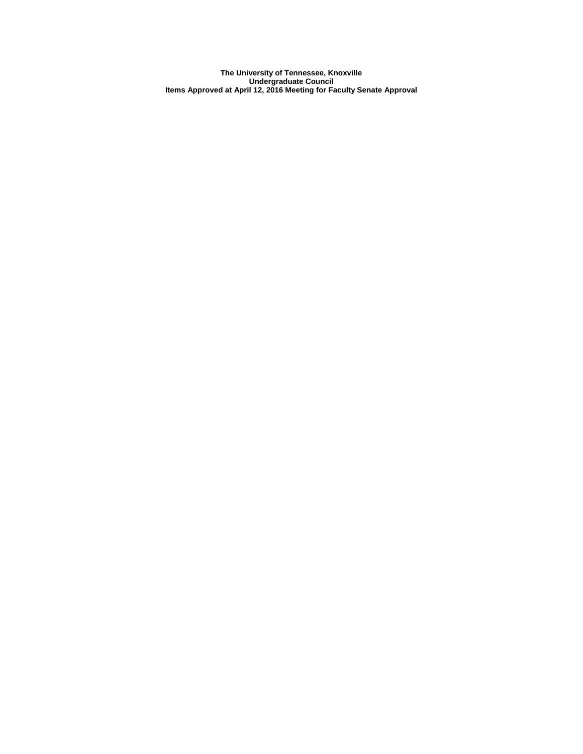**The University of Tennessee, Knoxville**
**Undergraduate Council**
**Items Approved at April 12, 2016 Meeting for Faculty Senate Approval**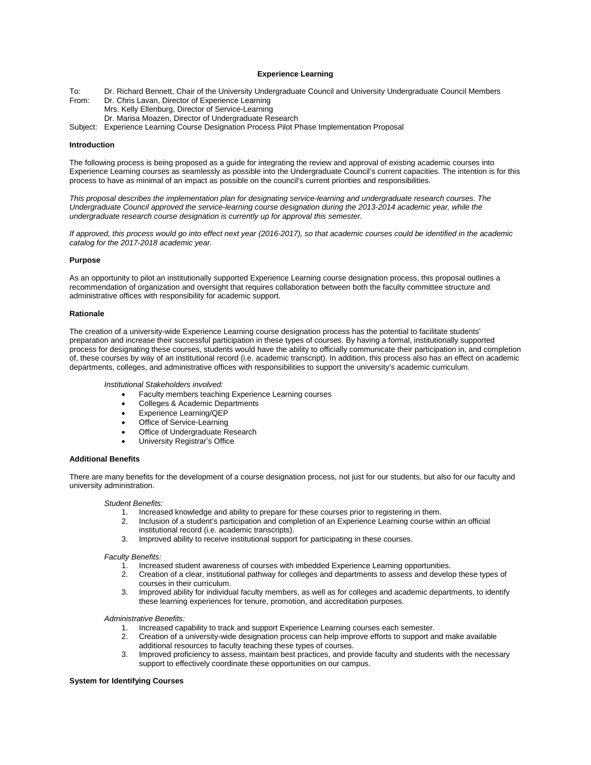**Experience Learning**

To: Dr. Richard Bennett, Chair of the University Undergraduate Council and University Undergraduate Council Members
From: Dr. Chris Lavan, Director of Experience Learning
Mrs. Kelly Ellenburg, Director of Service-Learning
Dr. Marisa Moazen, Director of Undergraduate Research
Subject: Experience Learning Course Designation Process Pilot Phase Implementation Proposal

**Introduction**

The following process is being proposed as a guide for integrating the review and approval of existing academic courses into Experience Learning courses as seamlessly as possible into the Undergraduate Council's current capacities. The intention is for this process to have as minimal of an impact as possible on the council's current priorities and responsibilities.

*This proposal describes the implementation plan for designating service-learning and undergraduate research courses. The Undergraduate Council approved the service-learning course designation during the 2013-2014 academic year, while the undergraduate research course designation is currently up for approval this semester.*

*If approved, this process would go into effect next year (2016-2017), so that academic courses could be identified in the academic catalog for the 2017-2018 academic year.*

**Purpose**

As an opportunity to pilot an institutionally supported Experience Learning course designation process, this proposal outlines a recommendation of organization and oversight that requires collaboration between both the faculty committee structure and administrative offices with responsibility for academic support.

**Rationale**

The creation of a university-wide Experience Learning course designation process has the potential to facilitate students' preparation and increase their successful participation in these types of courses. By having a formal, institutionally supported process for designating these courses, students would have the ability to officially communicate their participation in, and completion of, these courses by way of an institutional record (i.e. academic transcript). In addition, this process also has an effect on academic departments, colleges, and administrative offices with responsibilities to support the university's academic curriculum.

*Institutional Stakeholders involved:*

- Faculty members teaching Experience Learning courses
- Colleges & Academic Departments
- Experience Learning/QEP
- Office of Service-Learning
- Office of Undergraduate Research
- University Registrar's Office

**Additional Benefits**

There are many benefits for the development of a course designation process, not just for our students, but also for our faculty and university administration.

*Student Benefits:*

1. Increased knowledge and ability to prepare for these courses prior to registering in them.
2. Inclusion of a student's participation and completion of an Experience Learning course within an official institutional record (i.e. academic transcripts).
3. Improved ability to receive institutional support for participating in these courses.

*Faculty Benefits:*

1. Increased student awareness of courses with imbedded Experience Learning opportunities.
2. Creation of a clear, institutional pathway for colleges and departments to assess and develop these types of courses in their curriculum.
3. Improved ability for individual faculty members, as well as for colleges and academic departments, to identify these learning experiences for tenure, promotion, and accreditation purposes.

*Administrative Benefits:*

1. Increased capability to track and support Experience Learning courses each semester.
2. Creation of a university-wide designation process can help improve efforts to support and make available additional resources to faculty teaching these types of courses.
3. Improved proficiency to assess, maintain best practices, and provide faculty and students with the necessary support to effectively coordinate these opportunities on our campus.

**System for Identifying Courses**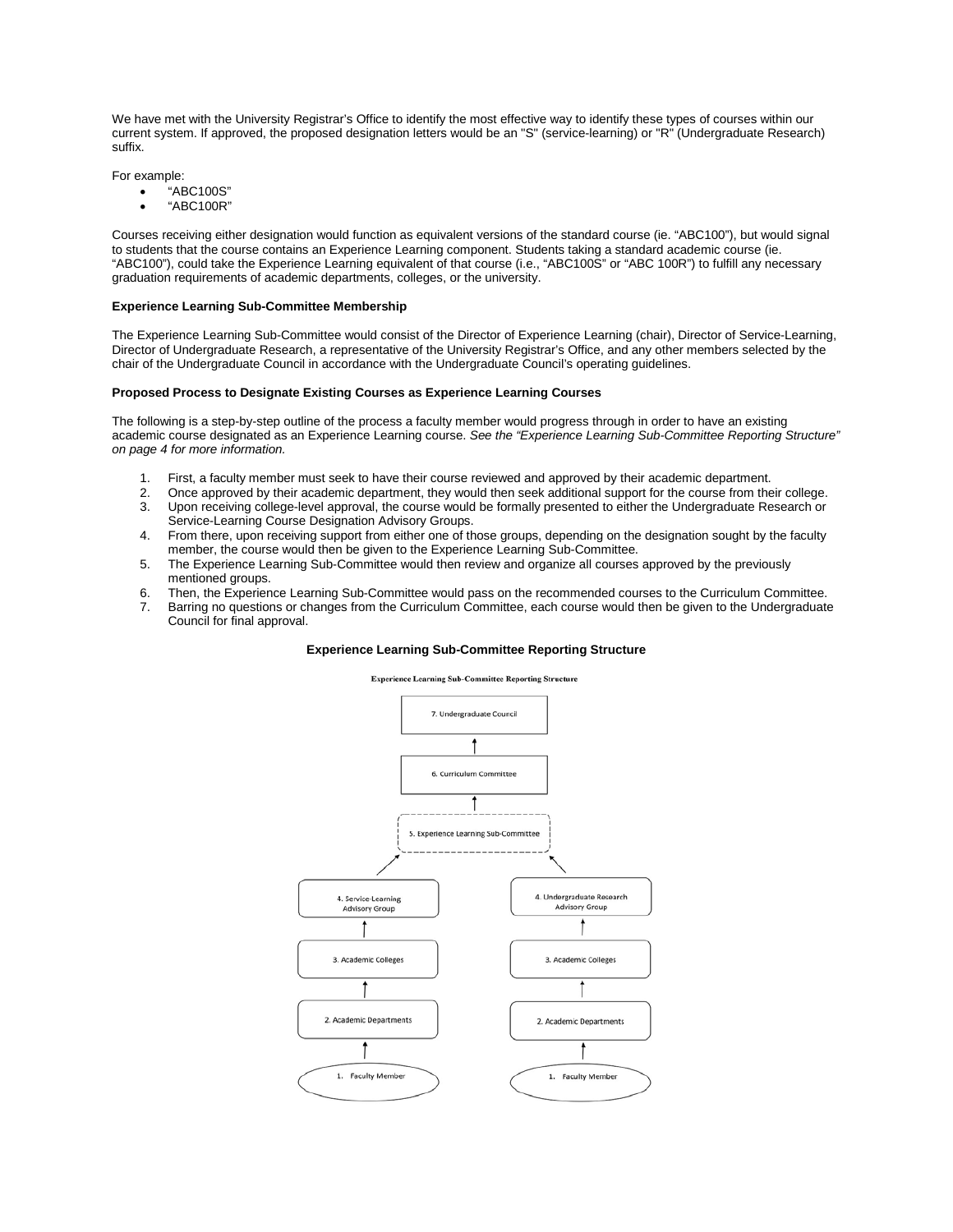We have met with the University Registrar's Office to identify the most effective way to identify these types of courses within our current system. If approved, the proposed designation letters would be an "S" (service-learning) or "R" (Undergraduate Research) suffix.

For example:

- "ABC100S"
- "ABC100R"

Courses receiving either designation would function as equivalent versions of the standard course (ie. "ABC100"), but would signal to students that the course contains an Experience Learning component. Students taking a standard academic course (ie. "ABC100"), could take the Experience Learning equivalent of that course (i.e., "ABC100S" or "ABC 100R") to fulfill any necessary graduation requirements of academic departments, colleges, or the university.

**Experience Learning Sub-Committee Membership**

The Experience Learning Sub-Committee would consist of the Director of Experience Learning (chair), Director of Service-Learning, Director of Undergraduate Research, a representative of the University Registrar's Office, and any other members selected by the chair of the Undergraduate Council in accordance with the Undergraduate Council's operating guidelines.

**Proposed Process to Designate Existing Courses as Experience Learning Courses**

The following is a step-by-step outline of the process a faculty member would progress through in order to have an existing academic course designated as an Experience Learning course. *See the "Experience Learning Sub-Committee Reporting Structure" on page 4 for more information.*

1. First, a faculty member must seek to have their course reviewed and approved by their academic department.
2. Once approved by their academic department, they would then seek additional support for the course from their college.
3. Upon receiving college-level approval, the course would be formally presented to either the Undergraduate Research or Service-Learning Course Designation Advisory Groups.
4. From there, upon receiving support from either one of those groups, depending on the designation sought by the faculty member, the course would then be given to the Experience Learning Sub-Committee.
5. The Experience Learning Sub-Committee would then review and organize all courses approved by the previously mentioned groups.
6. Then, the Experience Learning Sub-Committee would pass on the recommended courses to the Curriculum Committee.
7. Barring no questions or changes from the Curriculum Committee, each course would then be given to the Undergraduate Council for final approval.

**Experience Learning Sub-Committee Reporting Structure**

Experience Learning Sub-Committee Reporting Structure

7. Undergraduate Council

6. Curriculum Committee

5. Experience Learning Sub-Committee

4. Service-Learning Advisory Group | 4. Undergraduate Research Advisory Group

3. Academic Colleges | 3. Academic Colleges

2. Academic Departments | 2. Academic Departments

1. Faculty Member | 1. Faculty Member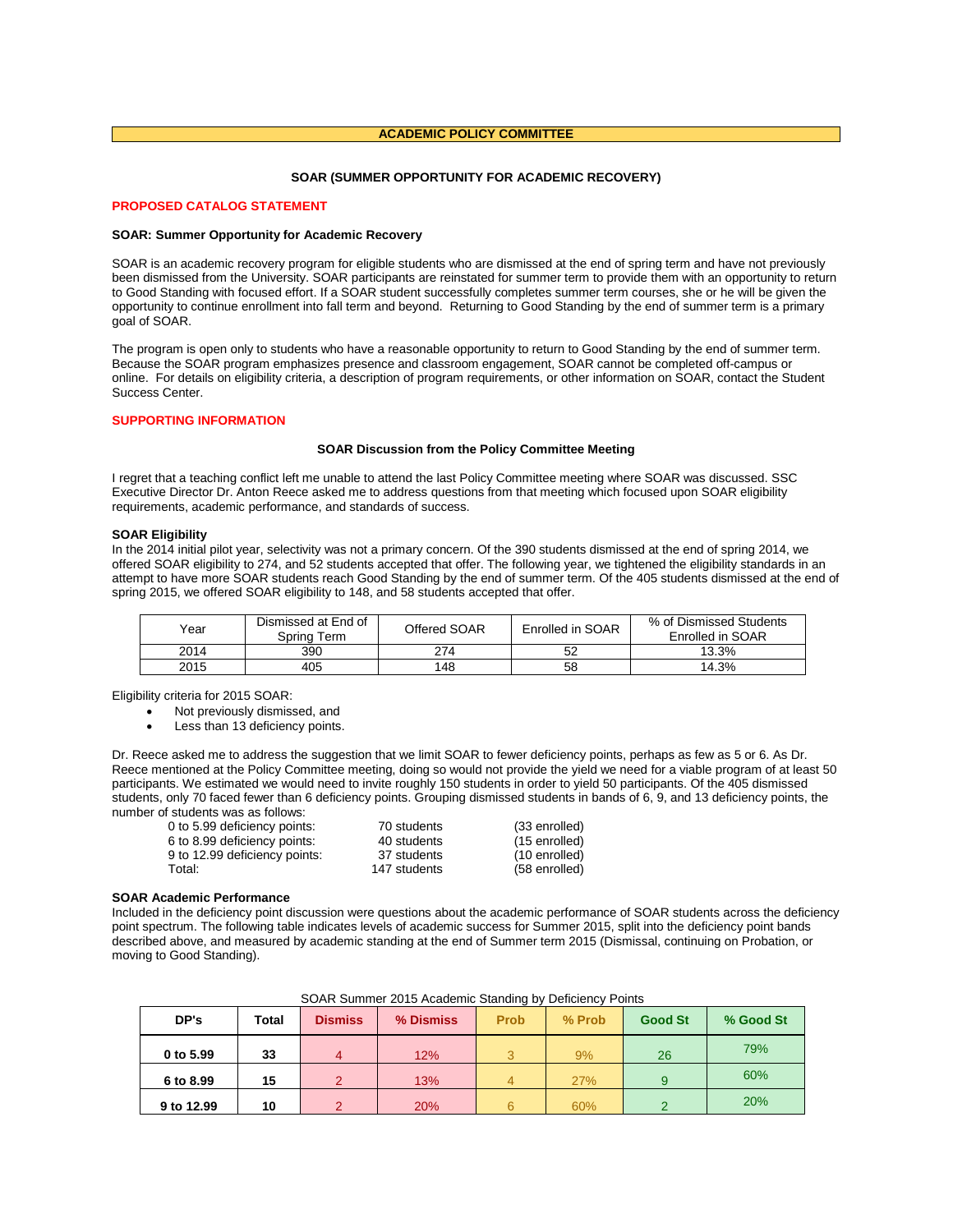## ACADEMIC POLICY COMMITTEE

### SOAR (SUMMER OPPORTUNITY FOR ACADEMIC RECOVERY)

**PROPOSED CATALOG STATEMENT**

**SOAR: Summer Opportunity for Academic Recovery**

SOAR is an academic recovery program for eligible students who are dismissed at the end of spring term and have not previously been dismissed from the University. SOAR participants are reinstated for summer term to provide them with an opportunity to return to Good Standing with focused effort. If a SOAR student successfully completes summer term courses, she or he will be given the opportunity to continue enrollment into fall term and beyond. Returning to Good Standing by the end of summer term is a primary goal of SOAR.

The program is open only to students who have a reasonable opportunity to return to Good Standing by the end of summer term. Because the SOAR program emphasizes presence and classroom engagement, SOAR cannot be completed off-campus or online. For details on eligibility criteria, a description of program requirements, or other information on SOAR, contact the Student Success Center.

**SUPPORTING INFORMATION**

**SOAR Discussion from the Policy Committee Meeting**

I regret that a teaching conflict left me unable to attend the last Policy Committee meeting where SOAR was discussed. SSC Executive Director Dr. Anton Reece asked me to address questions from that meeting which focused upon SOAR eligibility requirements, academic performance, and standards of success.

**SOAR Eligibility**

In the 2014 initial pilot year, selectivity was not a primary concern. Of the 390 students dismissed at the end of spring 2014, we offered SOAR eligibility to 274, and 52 students accepted that offer. The following year, we tightened the eligibility standards in an attempt to have more SOAR students reach Good Standing by the end of summer term. Of the 405 students dismissed at the end of spring 2015, we offered SOAR eligibility to 148, and 58 students accepted that offer.

| Year | Dismissed at End of Spring Term | Offered SOAR | Enrolled in SOAR | % of Dismissed Students Enrolled in SOAR |
|---|---|---|---|---|
| 2014 | 390 | 274 | 52 | 13.3% |
| 2015 | 405 | 148 | 58 | 14.3% |

Eligibility criteria for 2015 SOAR:

- Not previously dismissed, and
- Less than 13 deficiency points.

Dr. Reece asked me to address the suggestion that we limit SOAR to fewer deficiency points, perhaps as few as 5 or 6. As Dr. Reece mentioned at the Policy Committee meeting, doing so would not provide the yield we need for a viable program of at least 50 participants. We estimated we would need to invite roughly 150 students in order to yield 50 participants. Of the 405 dismissed students, only 70 faced fewer than 6 deficiency points. Grouping dismissed students in bands of 6, 9, and 13 deficiency points, the number of students was as follows:

| | | |
|---|---|---|
| 0 to 5.99 deficiency points: | 70 students | (33 enrolled) |
| 6 to 8.99 deficiency points: | 40 students | (15 enrolled) |
| 9 to 12.99 deficiency points: | 37 students | (10 enrolled) |
| Total: | 147 students | (58 enrolled) |

**SOAR Academic Performance**

Included in the deficiency point discussion were questions about the academic performance of SOAR students across the deficiency point spectrum. The following table indicates levels of academic success for Summer 2015, split into the deficiency point bands described above, and measured by academic standing at the end of Summer term 2015 (Dismissal, continuing on Probation, or moving to Good Standing).

SOAR Summer 2015 Academic Standing by Deficiency Points

| DP's | Total | Dismiss | % Dismiss | Prob | % Prob | Good St | % Good St |
|---|---|---|---|---|---|---|---|
| 0 to 5.99 | 33 | 4 | 12% | 3 | 9% | 26 | 79% |
| 6 to 8.99 | 15 | 2 | 13% | 4 | 27% | 9 | 60% |
| 9 to 12.99 | 10 | 2 | 20% | 6 | 60% | 2 | 20% |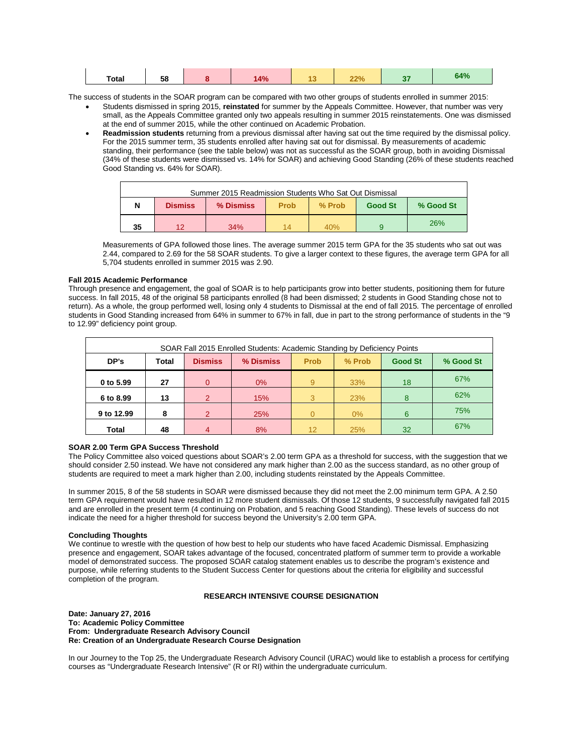| Total | 58 | 8 | 14% | 13 | 22% | 37 | 64% |
|---|---|---|---|---|---|---|---|

The success of students in the SOAR program can be compared with two other groups of students enrolled in summer 2015:

- Students dismissed in spring 2015, **reinstated** for summer by the Appeals Committee. However, that number was very small, as the Appeals Committee granted only two appeals resulting in summer 2015 reinstatements. One was dismissed at the end of summer 2015, while the other continued on Academic Probation.
- **Readmission students** returning from a previous dismissal after having sat out the time required by the dismissal policy. For the 2015 summer term, 35 students enrolled after having sat out for dismissal. By measurements of academic standing, their performance (see the table below) was not as successful as the SOAR group, both in avoiding Dismissal (34% of these students were dismissed vs. 14% for SOAR) and achieving Good Standing (26% of these students reached Good Standing vs. 64% for SOAR).

| Summer 2015 Readmission Students Who Sat Out Dismissal | | | | | | |
|---|---|---|---|---|---|---|
| **N** | **Dismiss** | **% Dismiss** | **Prob** | **% Prob** | **Good St** | **% Good St** |
| **35** | 12 | 34% | 14 | 40% | 9 | 26% |

Measurements of GPA followed those lines. The average summer 2015 term GPA for the 35 students who sat out was 2.44, compared to 2.69 for the 58 SOAR students. To give a larger context to these figures, the average term GPA for all 5,704 students enrolled in summer 2015 was 2.90.

**Fall 2015 Academic Performance**

Through presence and engagement, the goal of SOAR is to help participants grow into better students, positioning them for future success. In fall 2015, 48 of the original 58 participants enrolled (8 had been dismissed; 2 students in Good Standing chose not to return). As a whole, the group performed well, losing only 4 students to Dismissal at the end of fall 2015. The percentage of enrolled students in Good Standing increased from 64% in summer to 67% in fall, due in part to the strong performance of students in the "9 to 12.99" deficiency point group.

| SOAR Fall 2015 Enrolled Students: Academic Standing by Deficiency Points | | | | | | | |
|---|---|---|---|---|---|---|---|
| **DP's** | **Total** | **Dismiss** | **% Dismiss** | **Prob** | **% Prob** | **Good St** | **% Good St** |
| **0 to 5.99** | **27** | 0 | 0% | 9 | 33% | 18 | 67% |
| **6 to 8.99** | **13** | 2 | 15% | 3 | 23% | 8 | 62% |
| **9 to 12.99** | **8** | 2 | 25% | 0 | 0% | 6 | 75% |
| **Total** | **48** | 4 | 8% | 12 | 25% | 32 | 67% |

**SOAR 2.00 Term GPA Success Threshold**

The Policy Committee also voiced questions about SOAR's 2.00 term GPA as a threshold for success, with the suggestion that we should consider 2.50 instead. We have not considered any mark higher than 2.00 as the success standard, as no other group of students are required to meet a mark higher than 2.00, including students reinstated by the Appeals Committee.

In summer 2015, 8 of the 58 students in SOAR were dismissed because they did not meet the 2.00 minimum term GPA. A 2.50 term GPA requirement would have resulted in 12 more student dismissals. Of those 12 students, 9 successfully navigated fall 2015 and are enrolled in the present term (4 continuing on Probation, and 5 reaching Good Standing). These levels of success do not indicate the need for a higher threshold for success beyond the University's 2.00 term GPA.

**Concluding Thoughts**

We continue to wrestle with the question of how best to help our students who have faced Academic Dismissal. Emphasizing presence and engagement, SOAR takes advantage of the focused, concentrated platform of summer term to provide a workable model of demonstrated success. The proposed SOAR catalog statement enables us to describe the program's existence and purpose, while referring students to the Student Success Center for questions about the criteria for eligibility and successful completion of the program.

## RESEARCH INTENSIVE COURSE DESIGNATION

**Date: January 27, 2016**
**To: Academic Policy Committee**
**From: Undergraduate Research Advisory Council**
**Re: Creation of an Undergraduate Research Course Designation**

In our Journey to the Top 25, the Undergraduate Research Advisory Council (URAC) would like to establish a process for certifying courses as "Undergraduate Research Intensive" (R or RI) within the undergraduate curriculum.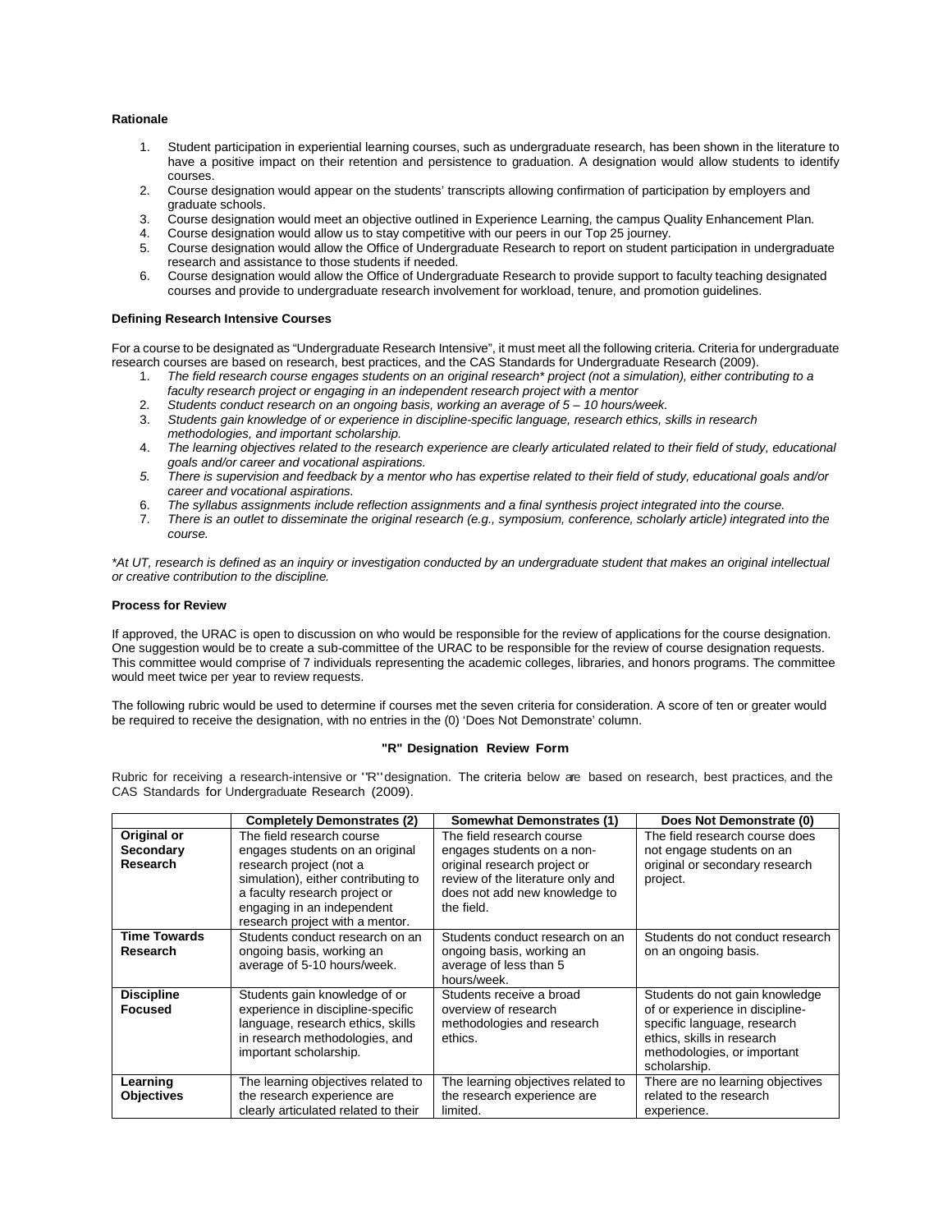**Rationale**

1. Student participation in experiential learning courses, such as undergraduate research, has been shown in the literature to have a positive impact on their retention and persistence to graduation. A designation would allow students to identify courses.
2. Course designation would appear on the students' transcripts allowing confirmation of participation by employers and graduate schools.
3. Course designation would meet an objective outlined in Experience Learning, the campus Quality Enhancement Plan.
4. Course designation would allow us to stay competitive with our peers in our Top 25 journey.
5. Course designation would allow the Office of Undergraduate Research to report on student participation in undergraduate research and assistance to those students if needed.
6. Course designation would allow the Office of Undergraduate Research to provide support to faculty teaching designated courses and provide to undergraduate research involvement for workload, tenure, and promotion guidelines.

**Defining Research Intensive Courses**

For a course to be designated as "Undergraduate Research Intensive", it must meet all the following criteria. Criteria for undergraduate research courses are based on research, best practices, and the CAS Standards for Undergraduate Research (2009).

1. *The field research course engages students on an original research* project (not a simulation), either contributing to a faculty research project or engaging in an independent research project with a mentor*
2. *Students conduct research on an ongoing basis, working an average of 5 – 10 hours/week.*
3. *Students gain knowledge of or experience in discipline-specific language, research ethics, skills in research methodologies, and important scholarship.*
4. *The learning objectives related to the research experience are clearly articulated related to their field of study, educational goals and/or career and vocational aspirations.*
5. *There is supervision and feedback by a mentor who has expertise related to their field of study, educational goals and/or career and vocational aspirations.*
6. *The syllabus assignments include reflection assignments and a final synthesis project integrated into the course.*
7. *There is an outlet to disseminate the original research (e.g., symposium, conference, scholarly article) integrated into the course.*

*\*At UT, research is defined as an inquiry or investigation conducted by an undergraduate student that makes an original intellectual or creative contribution to the discipline.*

**Process for Review**

If approved, the URAC is open to discussion on who would be responsible for the review of applications for the course designation. One suggestion would be to create a sub-committee of the URAC to be responsible for the review of course designation requests. This committee would comprise of 7 individuals representing the academic colleges, libraries, and honors programs. The committee would meet twice per year to review requests.

The following rubric would be used to determine if courses met the seven criteria for consideration. A score of ten or greater would be required to receive the designation, with no entries in the (0) 'Does Not Demonstrate' column.

**"R" Designation Review Form**

Rubric for receiving a research-intensive or "R" designation. The criteria below are based on research, best practices, and the CAS Standards for Undergraduate Research (2009).

| | Completely Demonstrates (2) | Somewhat Demonstrates (1) | Does Not Demonstrate (0) |
|---|---|---|---|
| **Original or Secondary Research** | The field research course engages students on an original research project (not a simulation), either contributing to a faculty research project or engaging in an independent research project with a mentor. | The field research course engages students on a non-original research project or review of the literature only and does not add new knowledge to the field. | The field research course does not engage students on an original or secondary research project. |
| **Time Towards Research** | Students conduct research on an ongoing basis, working an average of 5-10 hours/week. | Students conduct research on an ongoing basis, working an average of less than 5 hours/week. | Students do not conduct research on an ongoing basis. |
| **Discipline Focused** | Students gain knowledge of or experience in discipline-specific language, research ethics, skills in research methodologies, and important scholarship. | Students receive a broad overview of research methodologies and research ethics. | Students do not gain knowledge of or experience in discipline-specific language, research ethics, skills in research methodologies, or important scholarship. |
| **Learning Objectives** | The learning objectives related to the research experience are clearly articulated related to their | The learning objectives related to the research experience are limited. | There are no learning objectives related to the research experience. |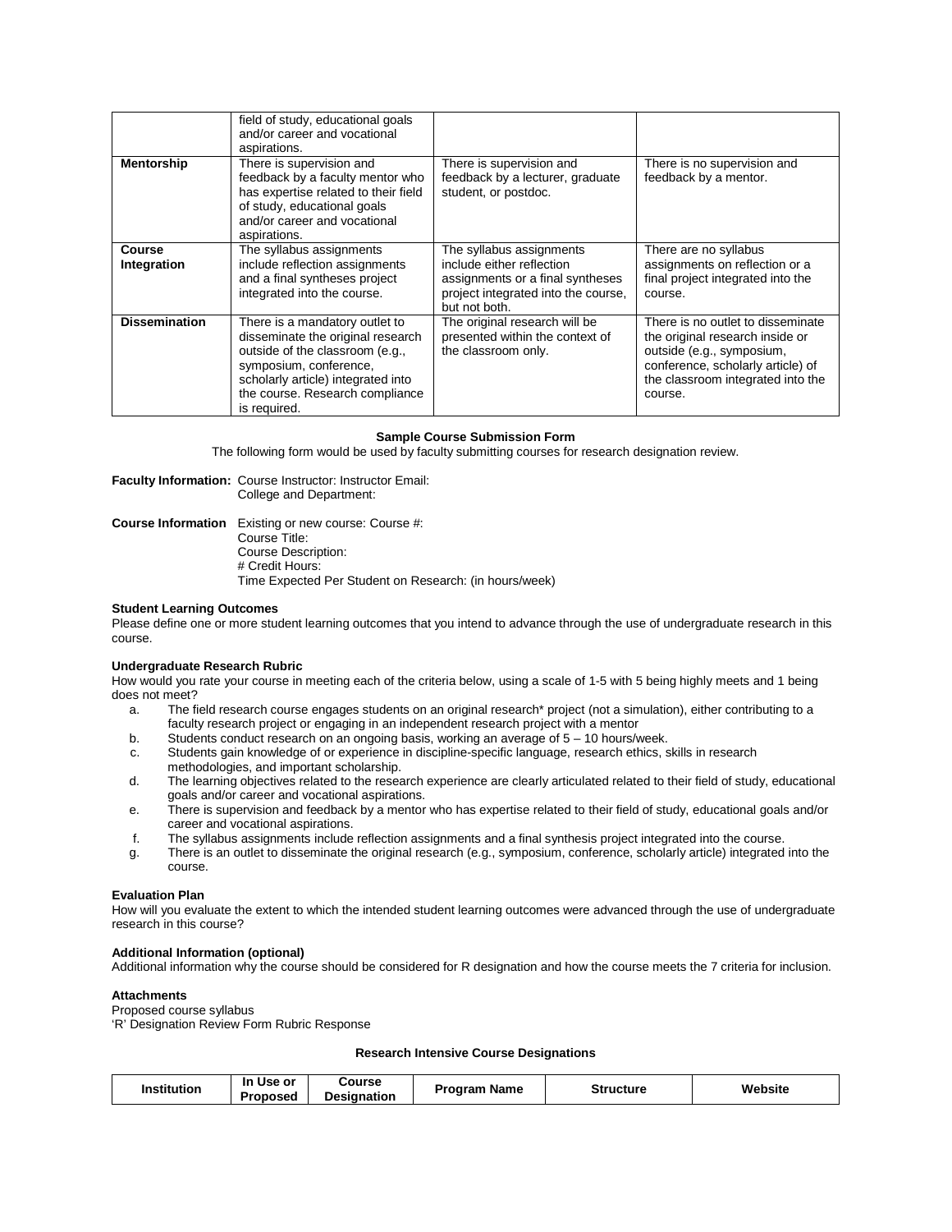| | | | |
|---|---|---|---|
| | field of study, educational goals and/or career and vocational aspirations. | | |
| **Mentorship** | There is supervision and feedback by a faculty mentor who has expertise related to their field of study, educational goals and/or career and vocational aspirations. | There is supervision and feedback by a lecturer, graduate student, or postdoc. | There is no supervision and feedback by a mentor. |
| **Course Integration** | The syllabus assignments include reflection assignments and a final syntheses project integrated into the course. | The syllabus assignments include either reflection assignments or a final syntheses project integrated into the course, but not both. | There are no syllabus assignments on reflection or a final project integrated into the course. |
| **Dissemination** | There is a mandatory outlet to disseminate the original research outside of the classroom (e.g., symposium, conference, scholarly article) integrated into the course. Research compliance is required. | The original research will be presented within the context of the classroom only. | There is no outlet to disseminate the original research inside or outside (e.g., symposium, conference, scholarly article) of the classroom integrated into the course. |

**Sample Course Submission Form**

The following form would be used by faculty submitting courses for research designation review.

**Faculty Information:** Course Instructor: Instructor Email:
College and Department:

**Course Information** Existing or new course: Course #:
Course Title:
Course Description:
# Credit Hours:
Time Expected Per Student on Research: (in hours/week)

**Student Learning Outcomes**

Please define one or more student learning outcomes that you intend to advance through the use of undergraduate research in this course.

**Undergraduate Research Rubric**

How would you rate your course in meeting each of the criteria below, using a scale of 1-5 with 5 being highly meets and 1 being does not meet?

a. The field research course engages students on an original research* project (not a simulation), either contributing to a faculty research project or engaging in an independent research project with a mentor
b. Students conduct research on an ongoing basis, working an average of 5 – 10 hours/week.
c. Students gain knowledge of or experience in discipline-specific language, research ethics, skills in research methodologies, and important scholarship.
d. The learning objectives related to the research experience are clearly articulated related to their field of study, educational goals and/or career and vocational aspirations.
e. There is supervision and feedback by a mentor who has expertise related to their field of study, educational goals and/or career and vocational aspirations.
f. The syllabus assignments include reflection assignments and a final synthesis project integrated into the course.
g. There is an outlet to disseminate the original research (e.g., symposium, conference, scholarly article) integrated into the course.

**Evaluation Plan**

How will you evaluate the extent to which the intended student learning outcomes were advanced through the use of undergraduate research in this course?

**Additional Information (optional)**

Additional information why the course should be considered for R designation and how the course meets the 7 criteria for inclusion.

**Attachments**

Proposed course syllabus
'R' Designation Review Form Rubric Response

**Research Intensive Course Designations**

| Institution | In Use or Proposed | Course Designation | Program Name | Structure | Website |
|---|---|---|---|---|---|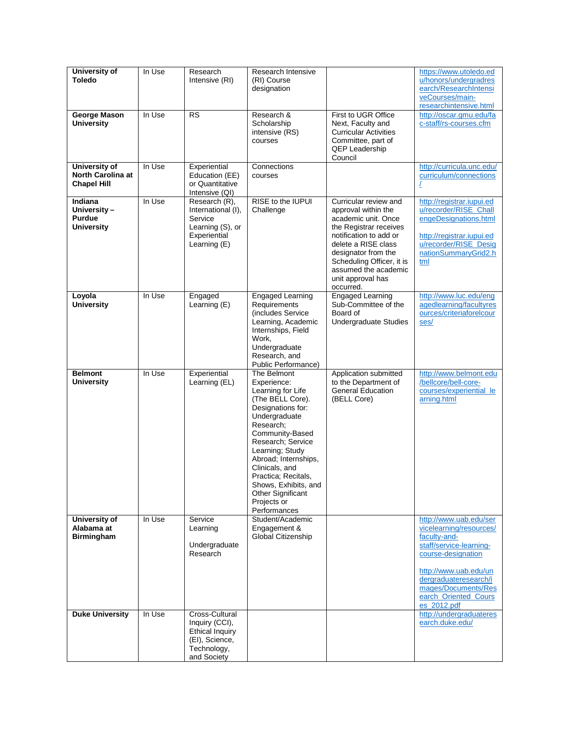| **University of Toledo** | In Use | Research Intensive (RI) | Research Intensive (RI) Course designation | | https://www.utoledo.edu/honors/undergradresearch/ResearchIntensiveCourses/main-researchintensive.html |
|---|---|---|---|---|---|
| **George Mason University** | In Use | RS | Research & Scholarship intensive (RS) courses | First to UGR Office Next, Faculty and Curricular Activities Committee, part of QEP Leadership Council | http://oscar.gmu.edu/fac-staff/rs-courses.cfm |
| **University of North Carolina at Chapel Hill** | In Use | Experiential Education (EE) or Quantitative Intensive (QI) | Connections courses | | http://curricula.unc.edu/curriculum/connections/ |
| **Indiana University – Purdue University** | In Use | Research (R), International (I), Service Learning (S), or Experiential Learning (E) | RISE to the IUPUI Challenge | Curricular review and approval within the academic unit. Once the Registrar receives notification to add or delete a RISE class designator from the Scheduling Officer, it is assumed the academic unit approval has occurred. | http://registrar.iupui.edu/recorder/RISE_ChallengeDesignations.html<br><br>http://registrar.iupui.edu/recorder/RISE_DesignationSummaryGrid2.html |
| **Loyola University** | In Use | Engaged Learning (E) | Engaged Learning Requirements (includes Service Learning, Academic Internships, Field Work, Undergraduate Research, and Public Performance) | Engaged Learning Sub-Committee of the Board of Undergraduate Studies | http://www.luc.edu/engagedlearning/facultyresources/criteriaforelcourses/ |
| **Belmont University** | In Use | Experiential Learning (EL) | The Belmont Experience: Learning for Life (The BELL Core). Designations for: Undergraduate Research; Community-Based Research; Service Learning; Study Abroad; Internships, Clinicals, and Practica; Recitals, Shows, Exhibits, and Other Significant Projects or Performances | Application submitted to the Department of General Education (BELL Core) | http://www.belmont.edu/bellcore/bell-core-courses/experiential_learning.html |
| **University of Alabama at Birmingham** | In Use | Service Learning<br><br>Undergraduate Research | Student/Academic Engagement & Global Citizenship | | http://www.uab.edu/servicelearning/resources/faculty-and-staff/service-learning-course-designation<br><br>http://www.uab.edu/undergraduateresearch/images/Documents/Research_Oriented_Courses_2012.pdf |
| **Duke University** | In Use | Cross-Cultural Inquiry (CCI), Ethical Inquiry (EI), Science, Technology, and Society | | | http://undergraduateresearch.duke.edu/ |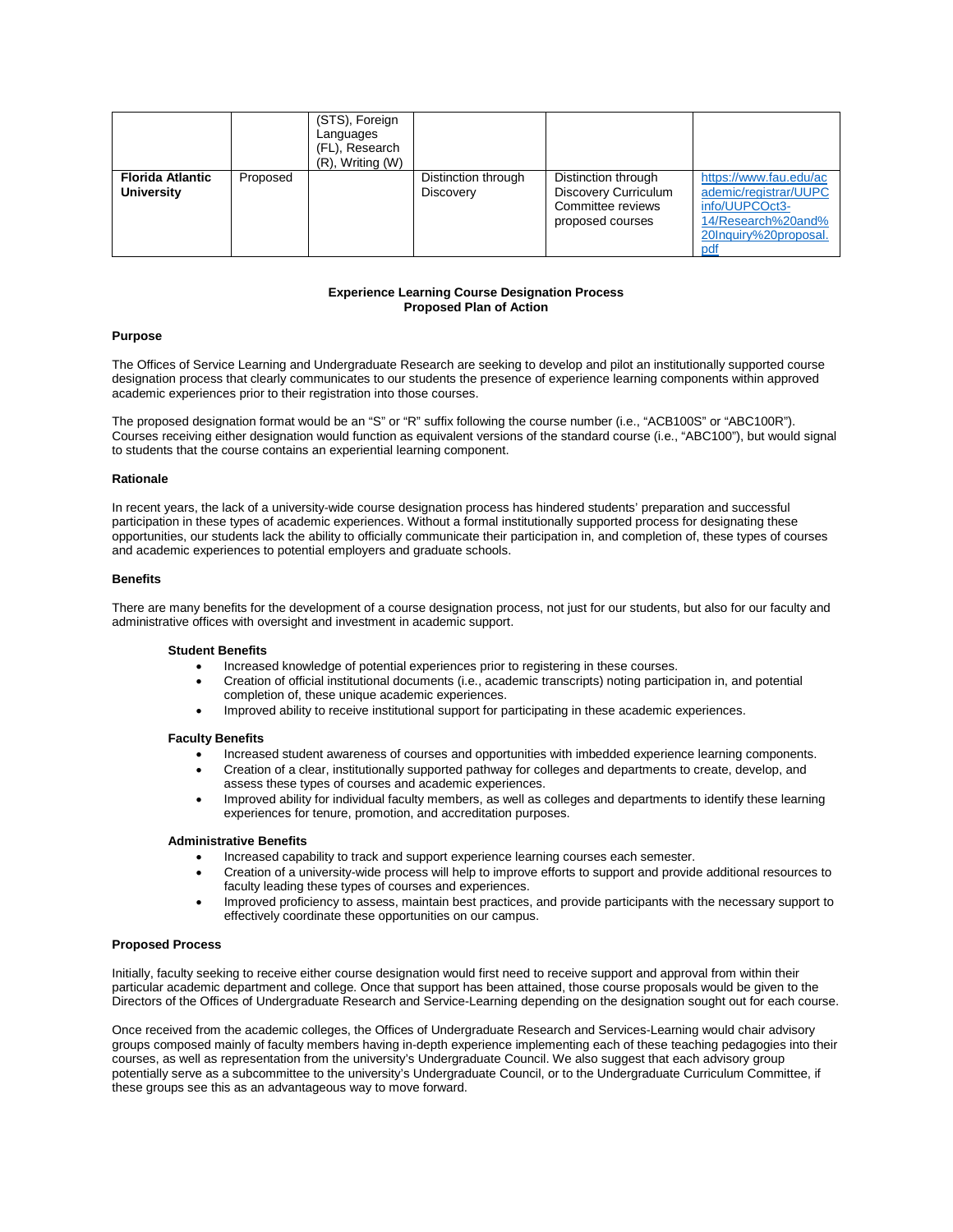| | | (STS), Foreign Languages (FL), Research (R), Writing (W) | | | |
|---|---|---|---|---|---|
| **Florida Atlantic University** | Proposed | | Distinction through Discovery | Distinction through Discovery Curriculum Committee reviews proposed courses | https://www.fau.edu/academic/registrar/UUPCinfo/UUPCOct3-14/Research%20and%20Inquiry%20proposal.pdf |

**Experience Learning Course Designation Process**
**Proposed Plan of Action**

**Purpose**

The Offices of Service Learning and Undergraduate Research are seeking to develop and pilot an institutionally supported course designation process that clearly communicates to our students the presence of experience learning components within approved academic experiences prior to their registration into those courses.

The proposed designation format would be an "S" or "R" suffix following the course number (i.e., "ACB100S" or "ABC100R"). Courses receiving either designation would function as equivalent versions of the standard course (i.e., "ABC100"), but would signal to students that the course contains an experiential learning component.

**Rationale**

In recent years, the lack of a university-wide course designation process has hindered students' preparation and successful participation in these types of academic experiences. Without a formal institutionally supported process for designating these opportunities, our students lack the ability to officially communicate their participation in, and completion of, these types of courses and academic experiences to potential employers and graduate schools.

**Benefits**

There are many benefits for the development of a course designation process, not just for our students, but also for our faculty and administrative offices with oversight and investment in academic support.

**Student Benefits**

- Increased knowledge of potential experiences prior to registering in these courses.
- Creation of official institutional documents (i.e., academic transcripts) noting participation in, and potential completion of, these unique academic experiences.
- Improved ability to receive institutional support for participating in these academic experiences.

**Faculty Benefits**

- Increased student awareness of courses and opportunities with imbedded experience learning components.
- Creation of a clear, institutionally supported pathway for colleges and departments to create, develop, and assess these types of courses and academic experiences.
- Improved ability for individual faculty members, as well as colleges and departments to identify these learning experiences for tenure, promotion, and accreditation purposes.

**Administrative Benefits**

- Increased capability to track and support experience learning courses each semester.
- Creation of a university-wide process will help to improve efforts to support and provide additional resources to faculty leading these types of courses and experiences.
- Improved proficiency to assess, maintain best practices, and provide participants with the necessary support to effectively coordinate these opportunities on our campus.

**Proposed Process**

Initially, faculty seeking to receive either course designation would first need to receive support and approval from within their particular academic department and college. Once that support has been attained, those course proposals would be given to the Directors of the Offices of Undergraduate Research and Service-Learning depending on the designation sought out for each course.

Once received from the academic colleges, the Offices of Undergraduate Research and Services-Learning would chair advisory groups composed mainly of faculty members having in-depth experience implementing each of these teaching pedagogies into their courses, as well as representation from the university's Undergraduate Council. We also suggest that each advisory group potentially serve as a subcommittee to the university's Undergraduate Council, or to the Undergraduate Curriculum Committee, if these groups see this as an advantageous way to move forward.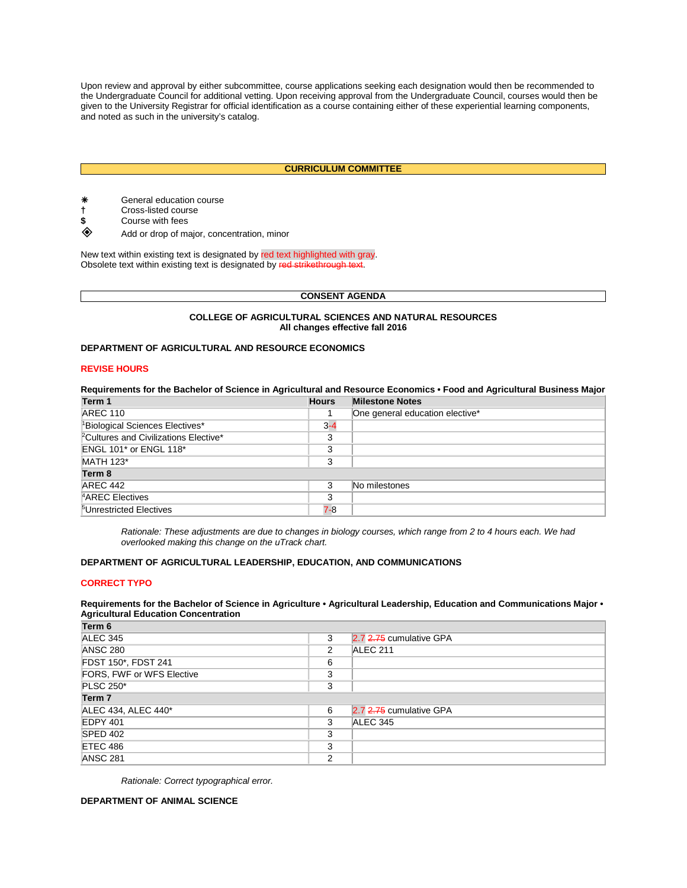Upon review and approval by either subcommittee, course applications seeking each designation would then be recommended to the Undergraduate Council for additional vetting. Upon receiving approval from the Undergraduate Council, courses would then be given to the University Registrar for official identification as a course containing either of these experiential learning components, and noted as such in the university's catalog.

## CURRICULUM COMMITTEE

- ⁕ General education course
- † Cross-listed course
- $ Course with fees
- ◈ Add or drop of major, concentration, minor

New text within existing text is designated by red text highlighted with gray.
Obsolete text within existing text is designated by ~~red strikethrough text~~.

## CONSENT AGENDA

### COLLEGE OF AGRICULTURAL SCIENCES AND NATURAL RESOURCES
**All changes effective fall 2016**

### DEPARTMENT OF AGRICULTURAL AND RESOURCE ECONOMICS

**REVISE HOURS**

**Requirements for the Bachelor of Science in Agricultural and Resource Economics • Food and Agricultural Business Major**

| Term 1 | Hours | Milestone Notes |
|---|---|---|
| AREC 110 | 1 | One general education elective* |
| [1]Biological Sciences Electives* | 3-4 | |
| [2]Cultures and Civilizations Elective* | 3 | |
| ENGL 101* or ENGL 118* | 3 | |
| MATH 123* | 3 | |
| **Term 8** | | |
| AREC 442 | 3 | No milestones |
| [4]AREC Electives | 3 | |
| [5]Unrestricted Electives | 7-8 | |

*Rationale: These adjustments are due to changes in biology courses, which range from 2 to 4 hours each. We had overlooked making this change on the uTrack chart.*

### DEPARTMENT OF AGRICULTURAL LEADERSHIP, EDUCATION, AND COMMUNICATIONS

**CORRECT TYPO**

**Requirements for the Bachelor of Science in Agriculture • Agricultural Leadership, Education and Communications Major • Agricultural Education Concentration**

| Term 6 | | |
|---|---|---|
| ALEC 345 | 3 | 2.7 ~~2.75~~ cumulative GPA |
| ANSC 280 | 2 | ALEC 211 |
| FDST 150*, FDST 241 | 6 | |
| FORS, FWF or WFS Elective | 3 | |
| PLSC 250* | 3 | |
| **Term 7** | | |
| ALEC 434, ALEC 440* | 6 | 2.7 ~~2.75~~ cumulative GPA |
| EDPY 401 | 3 | ALEC 345 |
| SPED 402 | 3 | |
| ETEC 486 | 3 | |
| ANSC 281 | 2 | |

*Rationale: Correct typographical error.*

### DEPARTMENT OF ANIMAL SCIENCE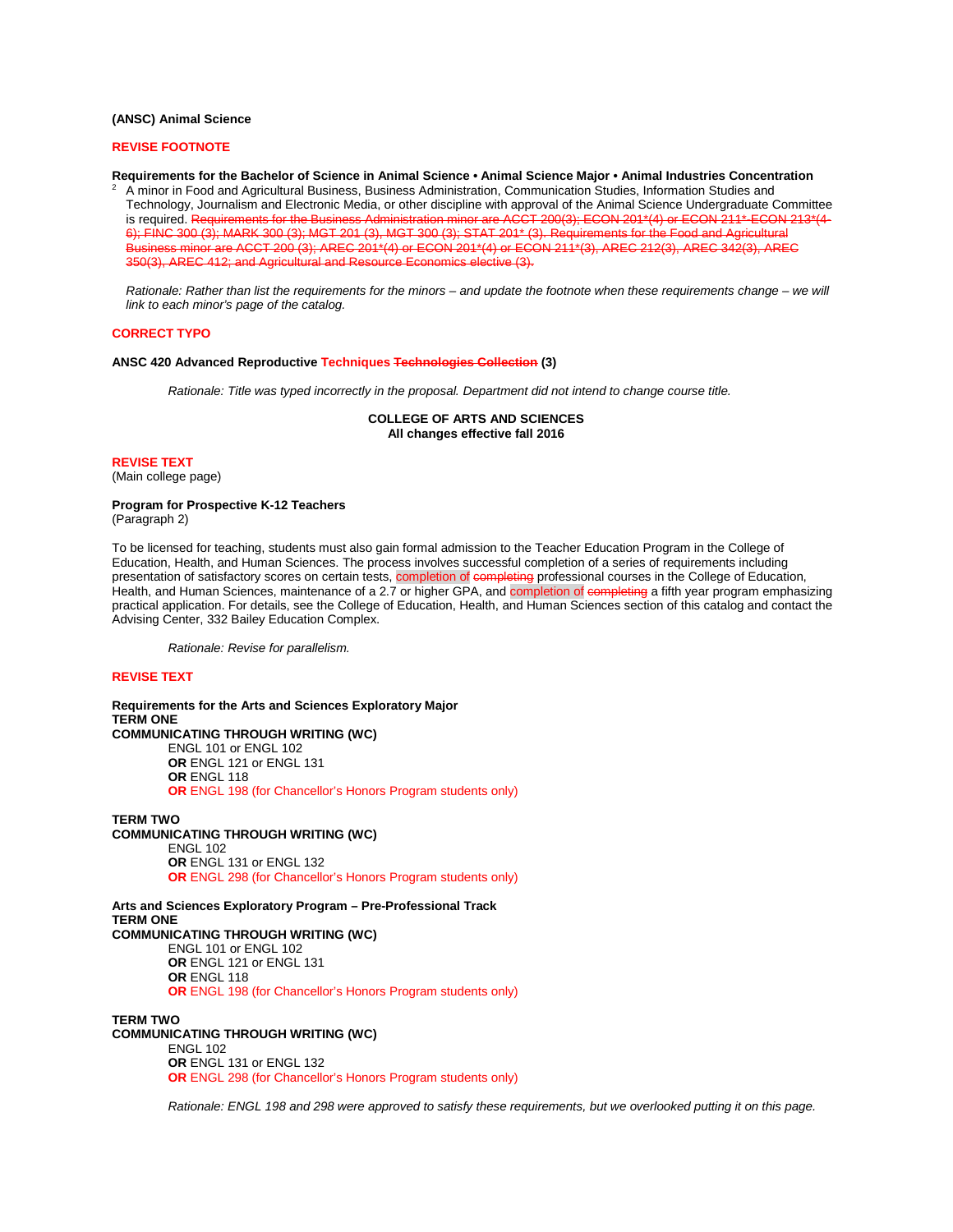**(ANSC) Animal Science**

**REVISE FOOTNOTE**

**Requirements for the Bachelor of Science in Animal Science • Animal Science Major • Animal Industries Concentration**

[2] A minor in Food and Agricultural Business, Business Administration, Communication Studies, Information Studies and Technology, Journalism and Electronic Media, or other discipline with approval of the Animal Science Undergraduate Committee is required. ~~Requirements for the Business Administration minor are ACCT 200(3); ECON 201*(4) or ECON 211*-ECON 213*(4-6); FINC 300 (3); MARK 300 (3); MGT 201 (3), MGT 300 (3); STAT 201* (3). Requirements for the Food and Agricultural Business minor are ACCT 200 (3); AREC 201*(4) or ECON 201*(4) or ECON 211*(3), AREC 212(3), AREC 342(3), AREC 350(3), AREC 412; and Agricultural and Resource Economics elective (3).~~

*Rationale: Rather than list the requirements for the minors – and update the footnote when these requirements change – we will link to each minor's page of the catalog.*

**CORRECT TYPO**

**ANSC 420 Advanced Reproductive Techniques ~~Technologies Collection~~ (3)**

*Rationale: Title was typed incorrectly in the proposal. Department did not intend to change course title.*

**COLLEGE OF ARTS AND SCIENCES**
**All changes effective fall 2016**

**REVISE TEXT**
(Main college page)

**Program for Prospective K-12 Teachers**
(Paragraph 2)

To be licensed for teaching, students must also gain formal admission to the Teacher Education Program in the College of Education, Health, and Human Sciences. The process involves successful completion of a series of requirements including presentation of satisfactory scores on certain tests, completion of ~~completing~~ professional courses in the College of Education, Health, and Human Sciences, maintenance of a 2.7 or higher GPA, and completion of ~~completing~~ a fifth year program emphasizing practical application. For details, see the College of Education, Health, and Human Sciences section of this catalog and contact the Advising Center, 332 Bailey Education Complex.

*Rationale: Revise for parallelism.*

**REVISE TEXT**

**Requirements for the Arts and Sciences Exploratory Major**
**TERM ONE**
**COMMUNICATING THROUGH WRITING (WC)**

ENGL 101 or ENGL 102
**OR** ENGL 121 or ENGL 131
**OR** ENGL 118
**OR** ENGL 198 (for Chancellor's Honors Program students only)

**TERM TWO**
**COMMUNICATING THROUGH WRITING (WC)**

ENGL 102
**OR** ENGL 131 or ENGL 132
**OR** ENGL 298 (for Chancellor's Honors Program students only)

**Arts and Sciences Exploratory Program – Pre-Professional Track**
**TERM ONE**
**COMMUNICATING THROUGH WRITING (WC)**

ENGL 101 or ENGL 102
**OR** ENGL 121 or ENGL 131
**OR** ENGL 118
**OR** ENGL 198 (for Chancellor's Honors Program students only)

**TERM TWO**
**COMMUNICATING THROUGH WRITING (WC)**

ENGL 102
**OR** ENGL 131 or ENGL 132
**OR** ENGL 298 (for Chancellor's Honors Program students only)

*Rationale: ENGL 198 and 298 were approved to satisfy these requirements, but we overlooked putting it on this page.*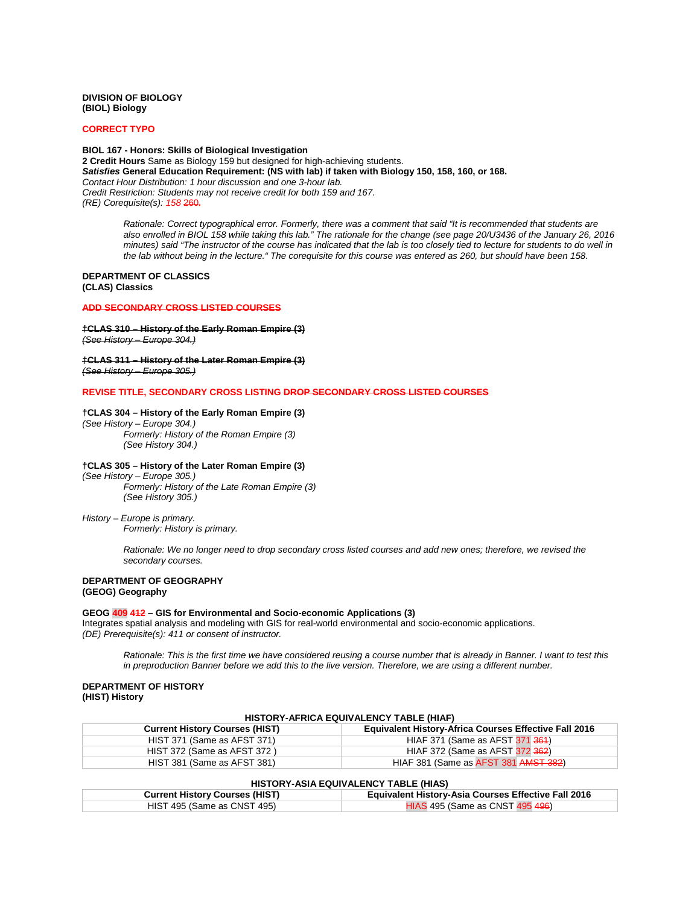**DIVISION OF BIOLOGY**
**(BIOL) Biology**

**CORRECT TYPO**

**BIOL 167 - Honors: Skills of Biological Investigation**
**2 Credit Hours** Same as Biology 159 but designed for high-achieving students.
***Satisfies* General Education Requirement: (NS with lab) if taken with Biology 150, 158, 160, or 168.**
*Contact Hour Distribution: 1 hour discussion and one 3-hour lab.*
*Credit Restriction: Students may not receive credit for both 159 and 167.*
*(RE) Corequisite(s): 158 ~~260~~.*

> *Rationale: Correct typographical error. Formerly, there was a comment that said "It is recommended that students are also enrolled in BIOL 158 while taking this lab." The rationale for the change (see page 20/U3436 of the January 26, 2016 minutes) said "The instructor of the course has indicated that the lab is too closely tied to lecture for students to do well in the lab without being in the lecture." The corequisite for this course was entered as 260, but should have been 158.*

**DEPARTMENT OF CLASSICS**
**(CLAS) Classics**

~~**ADD SECONDARY CROSS LISTED COURSES**~~

~~**†CLAS 310 – History of the Early Roman Empire (3)**~~
~~*(See History – Europe 304.)*~~

~~**†CLAS 311 – History of the Later Roman Empire (3)**~~
~~*(See History – Europe 305.)*~~

**REVISE TITLE, SECONDARY CROSS LISTING ~~DROP SECONDARY CROSS LISTED COURSES~~**

**†CLAS 304 – History of the Early Roman Empire (3)**
*(See History – Europe 304.)*
> *Formerly: History of the Roman Empire (3)*
> *(See History 304.)*

**†CLAS 305 – History of the Later Roman Empire (3)**
*(See History – Europe 305.)*
> *Formerly: History of the Late Roman Empire (3)*
> *(See History 305.)*

*History – Europe is primary.*
> *Formerly: History is primary.*
>
> *Rationale: We no longer need to drop secondary cross listed courses and add new ones; therefore, we revised the secondary courses.*

**DEPARTMENT OF GEOGRAPHY**
**(GEOG) Geography**

**GEOG 409 ~~412~~ – GIS for Environmental and Socio-economic Applications (3)**
Integrates spatial analysis and modeling with GIS for real-world environmental and socio-economic applications.
*(DE) Prerequisite(s): 411 or consent of instructor.*

> *Rationale: This is the first time we have considered reusing a course number that is already in Banner. I want to test this in preproduction Banner before we add this to the live version. Therefore, we are using a different number.*

**DEPARTMENT OF HISTORY**
**(HIST) History**

**HISTORY-AFRICA EQUIVALENCY TABLE (HIAF)**

| Current History Courses (HIST) | Equivalent History-Africa Courses Effective Fall 2016 |
|---|---|
| HIST 371 (Same as AFST 371) | HIAF 371 (Same as AFST 371 ~~361~~) |
| HIST 372 (Same as AFST 372 ) | HIAF 372 (Same as AFST 372 ~~362~~) |
| HIST 381 (Same as AFST 381) | HIAF 381 (Same as AFST 381 ~~AMST 382~~) |

**HISTORY-ASIA EQUIVALENCY TABLE (HIAS)**

| Current History Courses (HIST) | Equivalent History-Asia Courses Effective Fall 2016 |
|---|---|
| HIST 495 (Same as CNST 495) | HIAS 495 (Same as CNST 495 ~~496~~) |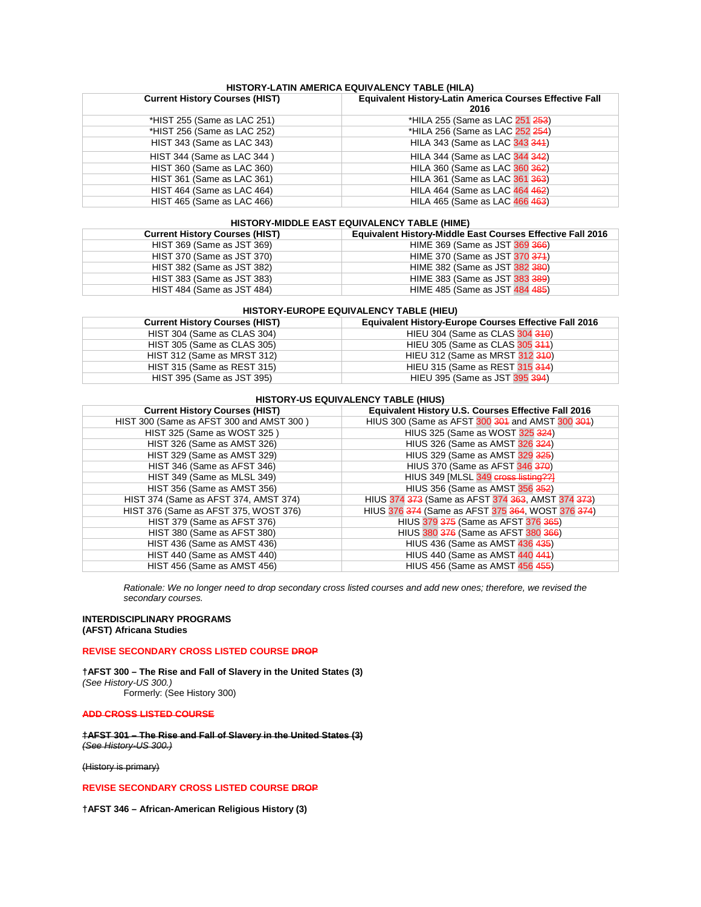**HISTORY-LATIN AMERICA EQUIVALENCY TABLE (HILA)**

| Current History Courses (HIST) | Equivalent History-Latin America Courses Effective Fall 2016 |
|---|---|
| *HIST 255 (Same as LAC 251) | *HILA 255 (Same as LAC 251 ~~253~~) |
| *HIST 256 (Same as LAC 252) | *HILA 256 (Same as LAC 252 ~~254~~) |
| HIST 343 (Same as LAC 343) | HILA 343 (Same as LAC 343 ~~341~~) |
| HIST 344 (Same as LAC 344 ) | HILA 344 (Same as LAC 344 ~~342~~) |
| HIST 360 (Same as LAC 360) | HILA 360 (Same as LAC 360 ~~362~~) |
| HIST 361 (Same as LAC 361) | HILA 361 (Same as LAC 361 ~~363~~) |
| HIST 464 (Same as LAC 464) | HILA 464 (Same as LAC 464 ~~462~~) |
| HIST 465 (Same as LAC 466) | HILA 465 (Same as LAC 466 ~~463~~) |

**HISTORY-MIDDLE EAST EQUIVALENCY TABLE (HIME)**

| Current History Courses (HIST) | Equivalent History-Middle East Courses Effective Fall 2016 |
|---|---|
| HIST 369 (Same as JST 369) | HIME 369 (Same as JST 369 ~~366~~) |
| HIST 370 (Same as JST 370) | HIME 370 (Same as JST 370 ~~371~~) |
| HIST 382 (Same as JST 382) | HIME 382 (Same as JST 382 ~~380~~) |
| HIST 383 (Same as JST 383) | HIME 383 (Same as JST 383 ~~389~~) |
| HIST 484 (Same as JST 484) | HIME 485 (Same as JST 484 ~~485~~) |

**HISTORY-EUROPE EQUIVALENCY TABLE (HIEU)**

| Current History Courses (HIST) | Equivalent History-Europe Courses Effective Fall 2016 |
|---|---|
| HIST 304 (Same as CLAS 304) | HIEU 304 (Same as CLAS 304 ~~310~~) |
| HIST 305 (Same as CLAS 305) | HIEU 305 (Same as CLAS 305 ~~311~~) |
| HIST 312 (Same as MRST 312) | HIEU 312 (Same as MRST 312 ~~310~~) |
| HIST 315 (Same as REST 315) | HIEU 315 (Same as REST 315 ~~314~~) |
| HIST 395 (Same as JST 395) | HIEU 395 (Same as JST 395 ~~394~~) |

**HISTORY-US EQUIVALENCY TABLE (HIUS)**

| Current History Courses (HIST) | Equivalent History U.S. Courses Effective Fall 2016 |
|---|---|
| HIST 300 (Same as AFST 300 and AMST 300 ) | HIUS 300 (Same as AFST 300 ~~301~~ and AMST 300 ~~301~~) |
| HIST 325 (Same as WOST 325 ) | HIUS 325 (Same as WOST 325 ~~324~~) |
| HIST 326 (Same as AMST 326) | HIUS 326 (Same as AMST 326 ~~324~~) |
| HIST 329 (Same as AMST 329) | HIUS 329 (Same as AMST 329 ~~325~~) |
| HIST 346 (Same as AFST 346) | HIUS 370 (Same as AFST 346 ~~370~~) |
| HIST 349 (Same as MLSL 349) | HIUS 349 [MLSL 349 ~~cross listing??]~~ |
| HIST 356 (Same as AMST 356) | HIUS 356 (Same as AMST 356 ~~352~~) |
| HIST 374 (Same as AFST 374, AMST 374) | HIUS 374 ~~373~~ (Same as AFST 374 ~~363~~, AMST 374 ~~373~~) |
| HIST 376 (Same as AFST 375, WOST 376) | HIUS 376 ~~374~~ (Same as AFST 375 ~~364~~, WOST 376 ~~374~~) |
| HIST 379 (Same as AFST 376) | HIUS 379 ~~375~~ (Same as AFST 376 ~~365~~) |
| HIST 380 (Same as AFST 380) | HIUS 380 ~~376~~ (Same as AFST 380 ~~366~~) |
| HIST 436 (Same as AMST 436) | HIUS 436 (Same as AMST 436 ~~435~~) |
| HIST 440 (Same as AMST 440) | HIUS 440 (Same as AMST 440 ~~441~~) |
| HIST 456 (Same as AMST 456) | HIUS 456 (Same as AMST 456 ~~455~~) |

*Rationale: We no longer need to drop secondary cross listed courses and add new ones; therefore, we revised the secondary courses.*

**INTERDISCIPLINARY PROGRAMS**
**(AFST) Africana Studies**

**REVISE SECONDARY CROSS LISTED COURSE ~~DROP~~**

**†AFST 300 – The Rise and Fall of Slavery in the United States (3)**
*(See History-US 300.)*
Formerly: (See History 300)

~~**ADD CROSS LISTED COURSE**~~

~~**†AFST 301 – The Rise and Fall of Slavery in the United States (3)**~~
~~*(See History-US 300.)*~~

~~(History is primary)~~

**REVISE SECONDARY CROSS LISTED COURSE ~~DROP~~**

**†AFST 346 – African-American Religious History (3)**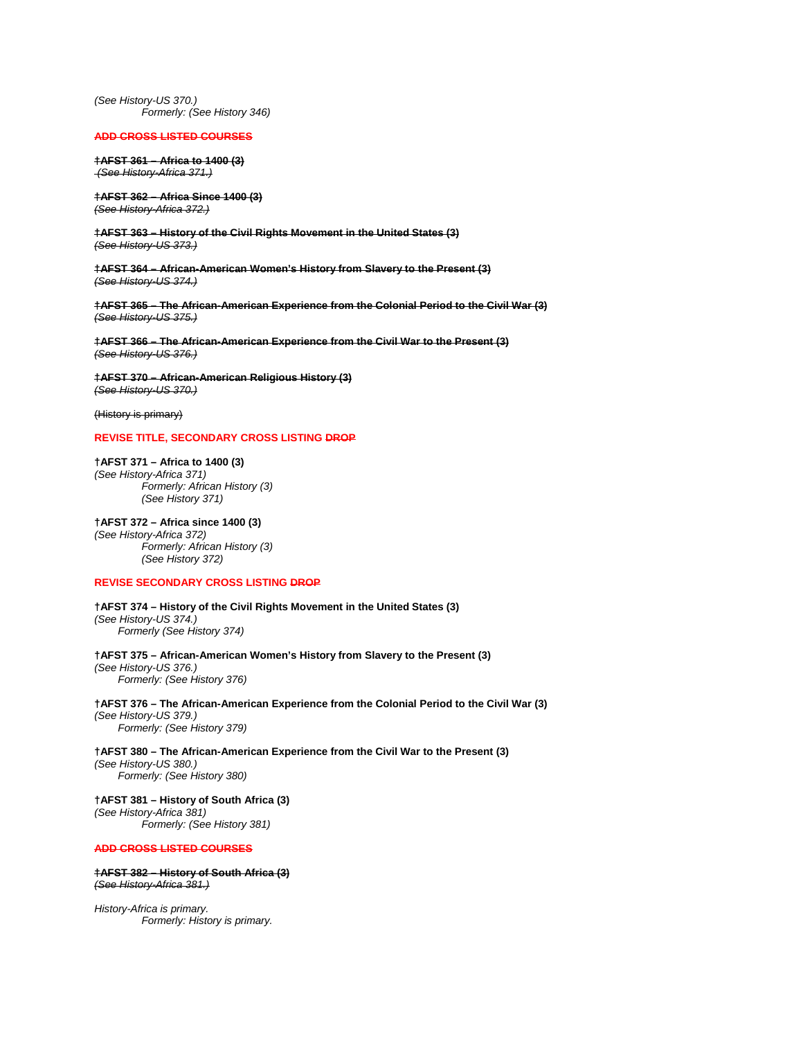*(See History-US 370.)*
*Formerly: (See History 346)*

~~**ADD CROSS LISTED COURSES**~~

~~**†AFST 361 – Africa to 1400 (3)**~~
~~*(See History-Africa 371.)*~~

~~**†AFST 362 – Africa Since 1400 (3)**~~
~~*(See History-Africa 372.)*~~

~~**†AFST 363 – History of the Civil Rights Movement in the United States (3)**~~
~~*(See History-US 373.)*~~

~~**†AFST 364 – African-American Women's History from Slavery to the Present (3)**~~
~~*(See History-US 374.)*~~

~~**†AFST 365 – The African-American Experience from the Colonial Period to the Civil War (3)**~~
~~*(See History-US 375.)*~~

~~**†AFST 366 – The African-American Experience from the Civil War to the Present (3)**~~
~~*(See History-US 376.)*~~

~~**†AFST 370 – African-American Religious History (3)**~~
~~*(See History-US 370.)*~~

~~(History is primary)~~

**REVISE TITLE, SECONDARY CROSS LISTING ~~DROP~~**

**†AFST 371 – Africa to 1400 (3)**
*(See History-Africa 371)*
*Formerly: African History (3)*
*(See History 371)*

**†AFST 372 – Africa since 1400 (3)**
*(See History-Africa 372)*
*Formerly: African History (3)*
*(See History 372)*

**REVISE SECONDARY CROSS LISTING ~~DROP~~**

**†AFST 374 – History of the Civil Rights Movement in the United States (3)**
*(See History-US 374.)*
*Formerly (See History 374)*

**†AFST 375 – African-American Women's History from Slavery to the Present (3)**
*(See History-US 376.)*
*Formerly: (See History 376)*

**†AFST 376 – The African-American Experience from the Colonial Period to the Civil War (3)**
*(See History-US 379.)*
*Formerly: (See History 379)*

**†AFST 380 – The African-American Experience from the Civil War to the Present (3)**
*(See History-US 380.)*
*Formerly: (See History 380)*

**†AFST 381 – History of South Africa (3)**
*(See History-Africa 381)*
*Formerly: (See History 381)*

~~**ADD CROSS LISTED COURSES**~~

~~**†AFST 382 – History of South Africa (3)**~~
~~*(See History-Africa 381.)*~~

*History-Africa is primary.*
*Formerly: History is primary.*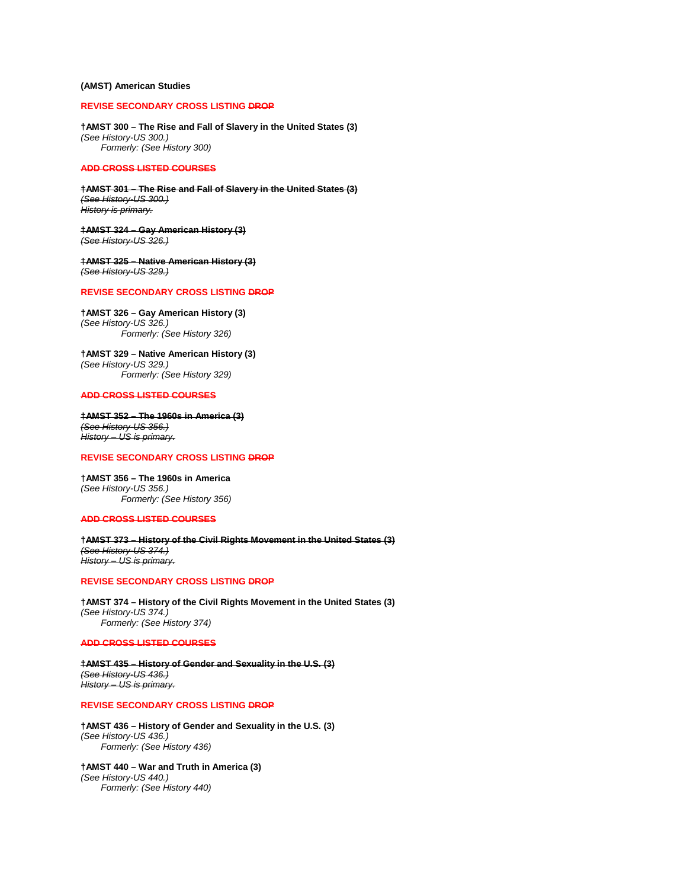**(AMST) American Studies**

**REVISE SECONDARY CROSS LISTING ~~DROP~~**

**†AMST 300 – The Rise and Fall of Slavery in the United States (3)**
*(See History-US 300.)*
*Formerly: (See History 300)*

**~~ADD CROSS LISTED COURSES~~**

~~**†AMST 301 – The Rise and Fall of Slavery in the United States (3)**~~
~~*(See History-US 300.)*~~
~~*History is primary.*~~

~~**†AMST 324 – Gay American History (3)**~~
~~*(See History-US 326.)*~~

~~**†AMST 325 – Native American History (3)**~~
~~*(See History-US 329.)*~~

**REVISE SECONDARY CROSS LISTING ~~DROP~~**

**†AMST 326 – Gay American History (3)**
*(See History-US 326.)*
*Formerly: (See History 326)*

**†AMST 329 – Native American History (3)**
*(See History-US 329.)*
*Formerly: (See History 329)*

**~~ADD CROSS LISTED COURSES~~**

~~**†AMST 352 – The 1960s in America (3)**~~
~~*(See History-US 356.)*~~
~~*History – US is primary.*~~

**REVISE SECONDARY CROSS LISTING ~~DROP~~**

**†AMST 356 – The 1960s in America**
*(See History-US 356.)*
*Formerly: (See History 356)*

**~~ADD CROSS LISTED COURSES~~**

~~**†AMST 373 – History of the Civil Rights Movement in the United States (3)**~~
~~*(See History-US 374.)*~~
~~*History – US is primary.*~~

**REVISE SECONDARY CROSS LISTING ~~DROP~~**

**†AMST 374 – History of the Civil Rights Movement in the United States (3)**
*(See History-US 374.)*
*Formerly: (See History 374)*

**~~ADD CROSS LISTED COURSES~~**

~~**†AMST 435 – History of Gender and Sexuality in the U.S. (3)**~~
~~*(See History-US 436.)*~~
~~*History – US is primary.*~~

**REVISE SECONDARY CROSS LISTING ~~DROP~~**

**†AMST 436 – History of Gender and Sexuality in the U.S. (3)**
*(See History-US 436.)*
*Formerly: (See History 436)*

**†AMST 440 – War and Truth in America (3)**
*(See History-US 440.)*
*Formerly: (See History 440)*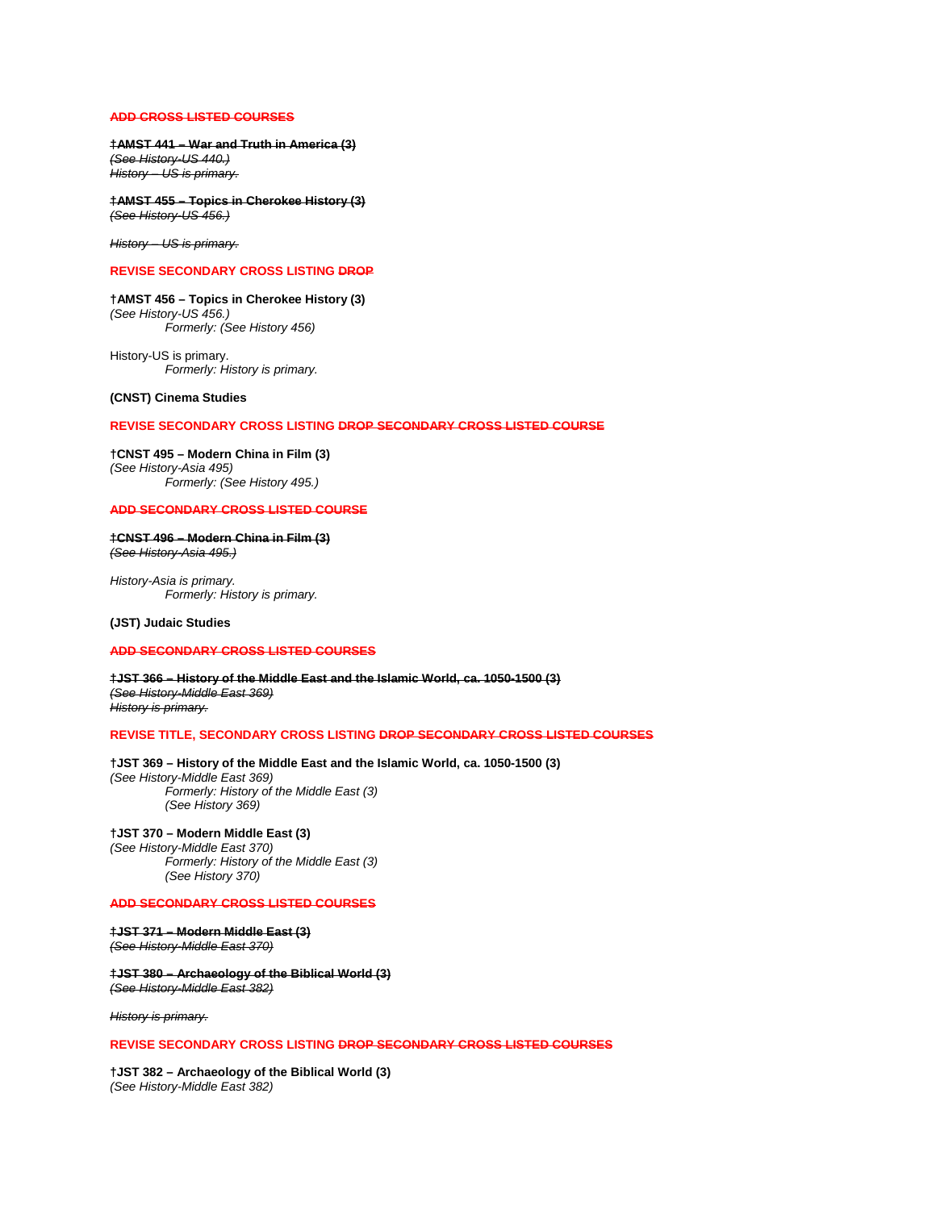~~**ADD CROSS LISTED COURSES**~~

~~**†AMST 441 – War and Truth in America (3)**~~
~~*(See History-US 440.)*~~
~~*History – US is primary.*~~

~~**†AMST 455 – Topics in Cherokee History (3)**~~
~~*(See History-US 456.)*~~

~~*History – US is primary.*~~

**REVISE SECONDARY CROSS LISTING ~~DROP~~**

**†AMST 456 – Topics in Cherokee History (3)**
*(See History-US 456.)*
    *Formerly: (See History 456)*

History-US is primary.
    *Formerly: History is primary.*

**(CNST) Cinema Studies**

**REVISE SECONDARY CROSS LISTING ~~DROP SECONDARY CROSS LISTED COURSE~~**

**†CNST 495 – Modern China in Film (3)**
*(See History-Asia 495)*
    *Formerly: (See History 495.)*

~~**ADD SECONDARY CROSS LISTED COURSE**~~

~~**†CNST 496 – Modern China in Film (3)**~~
~~*(See History-Asia 495.)*~~

*History-Asia is primary.*
    *Formerly: History is primary.*

**(JST) Judaic Studies**

~~**ADD SECONDARY CROSS LISTED COURSES**~~

~~**†JST 366 – History of the Middle East and the Islamic World, ca. 1050-1500 (3)**~~
~~*(See History-Middle East 369)*~~
~~*History is primary.*~~

**REVISE TITLE, SECONDARY CROSS LISTING ~~DROP SECONDARY CROSS LISTED COURSES~~**

**†JST 369 – History of the Middle East and the Islamic World, ca. 1050-1500 (3)**
*(See History-Middle East 369)*
    *Formerly: History of the Middle East (3)*
    *(See History 369)*

**†JST 370 – Modern Middle East (3)**
*(See History-Middle East 370)*
    *Formerly: History of the Middle East (3)*
    *(See History 370)*

~~**ADD SECONDARY CROSS LISTED COURSES**~~

~~**†JST 371 – Modern Middle East (3)**~~
~~*(See History-Middle East 370)*~~

~~**†JST 380 – Archaeology of the Biblical World (3)**~~
~~*(See History-Middle East 382)*~~

~~*History is primary.*~~

**REVISE SECONDARY CROSS LISTING ~~DROP SECONDARY CROSS LISTED COURSES~~**

**†JST 382 – Archaeology of the Biblical World (3)**
*(See History-Middle East 382)*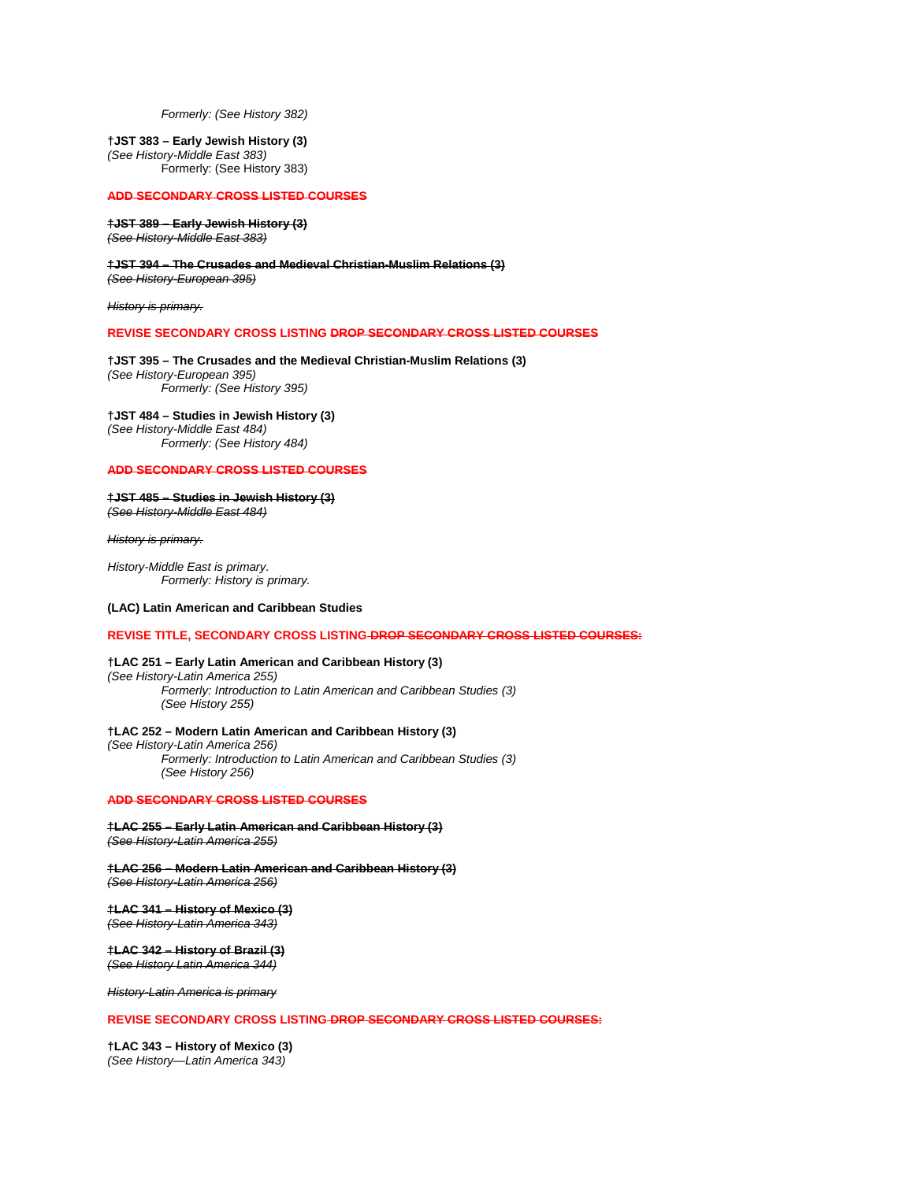*Formerly: (See History 382)*

**†JST 383 – Early Jewish History (3)**
*(See History-Middle East 383)*
Formerly: (See History 383)

~~**ADD SECONDARY CROSS LISTED COURSES**~~

~~**‡JST 389 – Early Jewish History (3)**~~
~~*(See History-Middle East 383)*~~

~~**‡JST 394 – The Crusades and Medieval Christian-Muslim Relations (3)**~~
~~*(See History-European 395)*~~

~~*History is primary.*~~

**REVISE SECONDARY CROSS LISTING ~~DROP SECONDARY CROSS LISTED COURSES~~**

**†JST 395 – The Crusades and the Medieval Christian-Muslim Relations (3)**
*(See History-European 395)*
*Formerly: (See History 395)*

**†JST 484 – Studies in Jewish History (3)**
*(See History-Middle East 484)*
*Formerly: (See History 484)*

~~**ADD SECONDARY CROSS LISTED COURSES**~~

~~**‡JST 485 – Studies in Jewish History (3)**~~
~~*(See History-Middle East 484)*~~

~~*History is primary.*~~

*History-Middle East is primary.*
*Formerly: History is primary.*

**(LAC) Latin American and Caribbean Studies**

**REVISE TITLE, SECONDARY CROSS LISTING ~~DROP SECONDARY CROSS LISTED COURSES:~~**

**†LAC 251 – Early Latin American and Caribbean History (3)**
*(See History-Latin America 255)*
*Formerly: Introduction to Latin American and Caribbean Studies (3)*
*(See History 255)*

**†LAC 252 – Modern Latin American and Caribbean History (3)**
*(See History-Latin America 256)*
*Formerly: Introduction to Latin American and Caribbean Studies (3)*
*(See History 256)*

~~**ADD SECONDARY CROSS LISTED COURSES**~~

~~**‡LAC 255 – Early Latin American and Caribbean History (3)**~~
~~*(See History-Latin America 255)*~~

~~**‡LAC 256 – Modern Latin American and Caribbean History (3)**~~
~~*(See History-Latin America 256)*~~

~~**‡LAC 341 – History of Mexico (3)**~~
~~*(See History-Latin America 343)*~~

~~**‡LAC 342 – History of Brazil (3)**~~
~~*(See History Latin America 344)*~~

~~*History-Latin America is primary*~~

**REVISE SECONDARY CROSS LISTING ~~DROP SECONDARY CROSS LISTED COURSES:~~**

**†LAC 343 – History of Mexico (3)**
*(See History—Latin America 343)*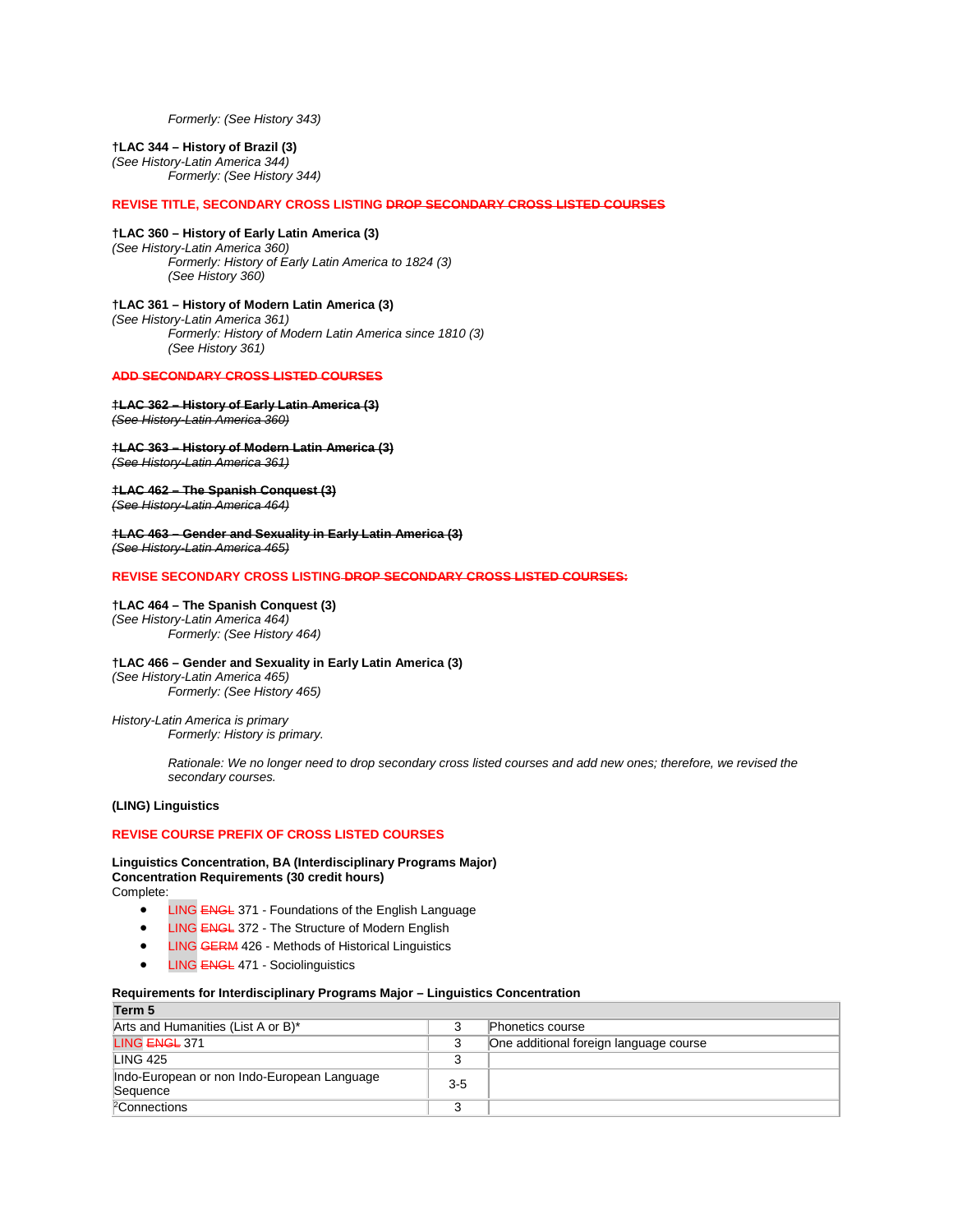*Formerly: (See History 343)*

**†LAC 344 – History of Brazil (3)**
*(See History-Latin America 344)*
*Formerly: (See History 344)*

**REVISE TITLE, SECONDARY CROSS LISTING ~~DROP SECONDARY CROSS LISTED COURSES~~**

**†LAC 360 – History of Early Latin America (3)**
*(See History-Latin America 360)*
*Formerly: History of Early Latin America to 1824 (3)*
*(See History 360)*

**†LAC 361 – History of Modern Latin America (3)**
*(See History-Latin America 361)*
*Formerly: History of Modern Latin America since 1810 (3)*
*(See History 361)*

**~~ADD SECONDARY CROSS LISTED COURSES~~**

~~**†LAC 362 – History of Early Latin America (3)**~~
~~*(See History-Latin America 360)*~~

~~**†LAC 363 – History of Modern Latin America (3)**~~
~~*(See History-Latin America 361)*~~

~~**†LAC 462 – The Spanish Conquest (3)**~~
~~*(See History-Latin America 464)*~~

~~**†LAC 463 – Gender and Sexuality in Early Latin America (3)**~~
~~*(See History-Latin America 465)*~~

**REVISE SECONDARY CROSS LISTING ~~DROP SECONDARY CROSS LISTED COURSES:~~**

**†LAC 464 – The Spanish Conquest (3)**
*(See History-Latin America 464)*
*Formerly: (See History 464)*

**†LAC 466 – Gender and Sexuality in Early Latin America (3)**
*(See History-Latin America 465)*
*Formerly: (See History 465)*

*History-Latin America is primary*
*Formerly: History is primary.*

*Rationale: We no longer need to drop secondary cross listed courses and add new ones; therefore, we revised the secondary courses.*

**(LING) Linguistics**

**REVISE COURSE PREFIX OF CROSS LISTED COURSES**

**Linguistics Concentration, BA (Interdisciplinary Programs Major)**
**Concentration Requirements (30 credit hours)**
Complete:

- LING ~~ENGL~~ 371 - Foundations of the English Language
- LING ~~ENGL~~ 372 - The Structure of Modern English
- LING ~~GERM~~ 426 - Methods of Historical Linguistics
- LING ~~ENGL~~ 471 - Sociolinguistics

**Requirements for Interdisciplinary Programs Major – Linguistics Concentration**

| Term 5 | | |
|---|---|---|
| Arts and Humanities (List A or B)* | 3 | Phonetics course |
| LING ~~ENGL~~ 371 | 3 | One additional foreign language course |
| LING 425 | 3 | |
| Indo-European or non Indo-European Language Sequence | 3-5 | |
| [2]Connections | 3 | |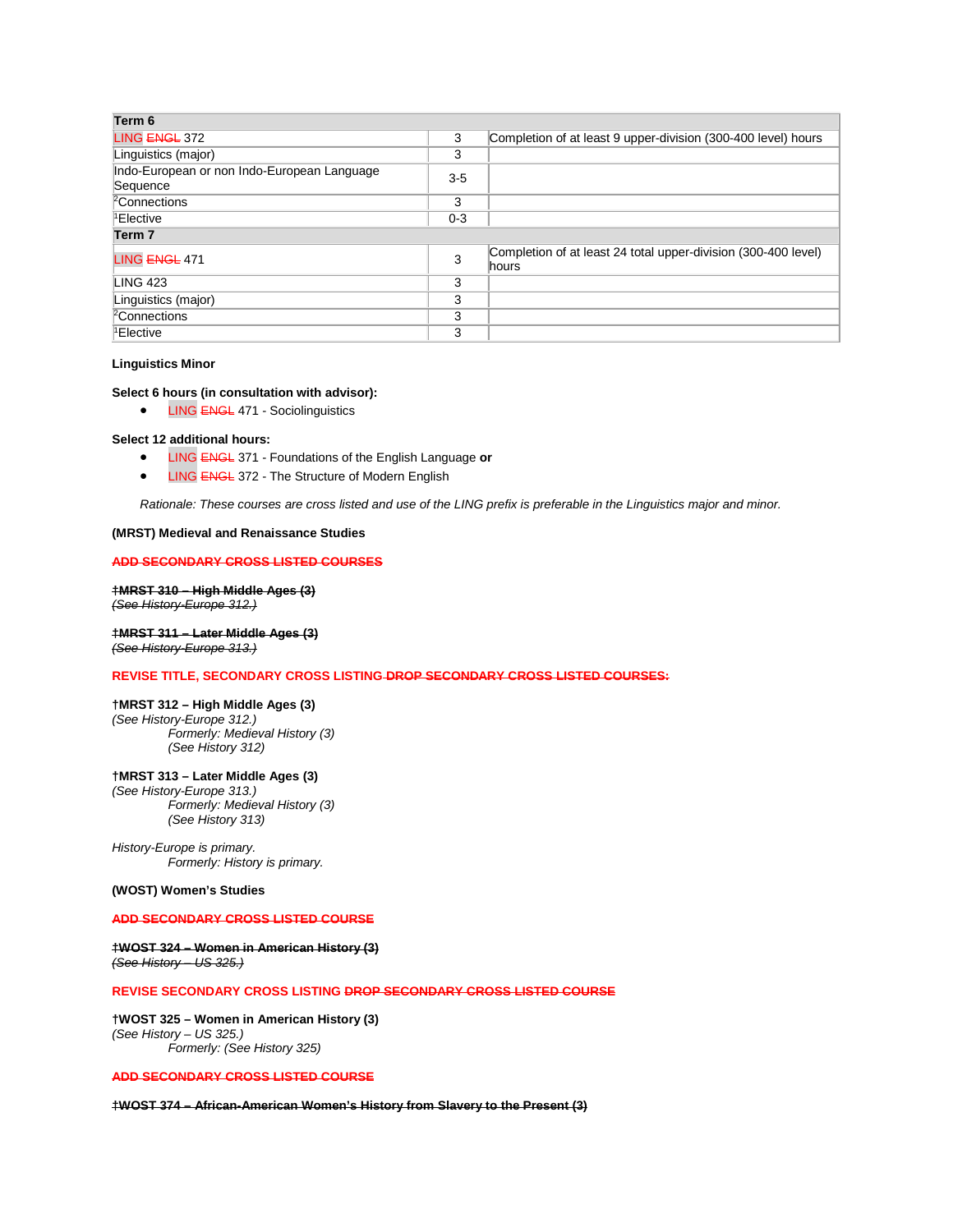| Term 6 | | |
|---|---|---|
| LING ~~ENGL~~ 372 | 3 | Completion of at least 9 upper-division (300-400 level) hours |
| Linguistics (major) | 3 | |
| Indo-European or non Indo-European Language Sequence | 3-5 | |
| [2]Connections | 3 | |
| [1]Elective | 0-3 | |
| **Term 7** | | |
| LING ~~ENGL~~ 471 | 3 | Completion of at least 24 total upper-division (300-400 level) hours |
| LING 423 | 3 | |
| Linguistics (major) | 3 | |
| [2]Connections | 3 | |
| [1]Elective | 3 | |

**Linguistics Minor**

**Select 6 hours (in consultation with advisor):**

- LING ~~ENGL~~ 471 - Sociolinguistics

**Select 12 additional hours:**

- LING ~~ENGL~~ 371 - Foundations of the English Language **or**
- LING ~~ENGL~~ 372 - The Structure of Modern English

*Rationale: These courses are cross listed and use of the LING prefix is preferable in the Linguistics major and minor.*

**(MRST) Medieval and Renaissance Studies**

~~**ADD SECONDARY CROSS LISTED COURSES**~~

~~**†MRST 310 – High Middle Ages (3)**~~
~~*(See History-Europe 312.)*~~

~~**†MRST 311 – Later Middle Ages (3)**~~
~~*(See History-Europe 313.)*~~

**REVISE TITLE, SECONDARY CROSS LISTING ~~DROP SECONDARY CROSS LISTED COURSES:~~**

**†MRST 312 – High Middle Ages (3)**
*(See History-Europe 312.)*
*Formerly: Medieval History (3)*
*(See History 312)*

**†MRST 313 – Later Middle Ages (3)**
*(See History-Europe 313.)*
*Formerly: Medieval History (3)*
*(See History 313)*

*History-Europe is primary.*
*Formerly: History is primary.*

**(WOST) Women's Studies**

~~**ADD SECONDARY CROSS LISTED COURSE**~~

~~**†WOST 324 – Women in American History (3)**~~
~~*(See History – US 325.)*~~

**REVISE SECONDARY CROSS LISTING ~~DROP SECONDARY CROSS LISTED COURSE~~**

**†WOST 325 – Women in American History (3)**
*(See History – US 325.)*
*Formerly: (See History 325)*

~~**ADD SECONDARY CROSS LISTED COURSE**~~

~~**†WOST 374 – African-American Women's History from Slavery to the Present (3)**~~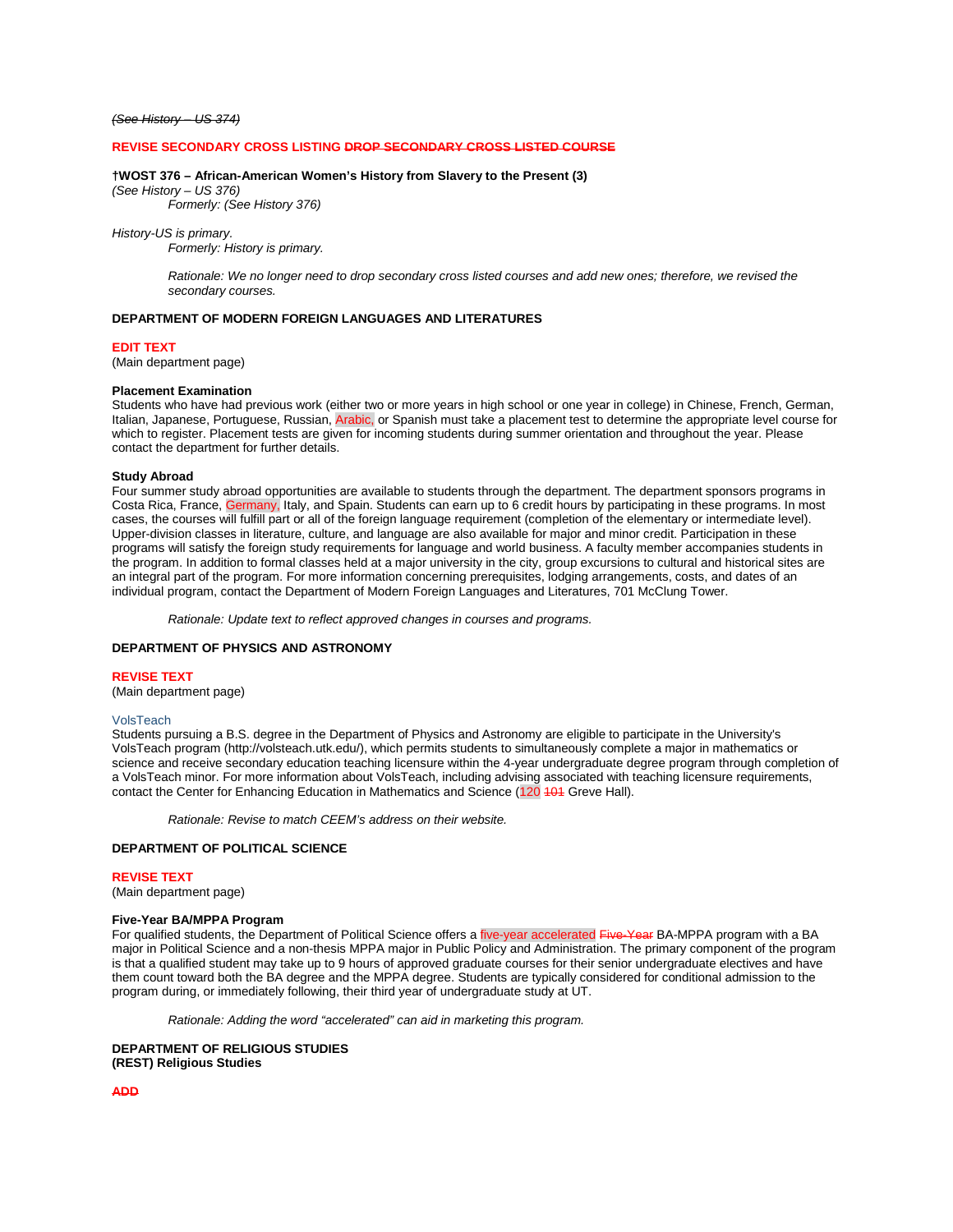*~~(See History – US 374)~~*

**REVISE SECONDARY CROSS LISTING ~~DROP SECONDARY CROSS LISTED COURSE~~**

**†WOST 376 – African-American Women's History from Slavery to the Present (3)**
*(See History – US 376)*
*Formerly: (See History 376)*

*History-US is primary.*
*Formerly: History is primary.*

*Rationale: We no longer need to drop secondary cross listed courses and add new ones; therefore, we revised the secondary courses.*

**DEPARTMENT OF MODERN FOREIGN LANGUAGES AND LITERATURES**

**EDIT TEXT**
(Main department page)

**Placement Examination**
Students who have had previous work (either two or more years in high school or one year in college) in Chinese, French, German, Italian, Japanese, Portuguese, Russian, Arabic, or Spanish must take a placement test to determine the appropriate level course for which to register. Placement tests are given for incoming students during summer orientation and throughout the year. Please contact the department for further details.

**Study Abroad**
Four summer study abroad opportunities are available to students through the department. The department sponsors programs in Costa Rica, France, Germany, Italy, and Spain. Students can earn up to 6 credit hours by participating in these programs. In most cases, the courses will fulfill part or all of the foreign language requirement (completion of the elementary or intermediate level). Upper-division classes in literature, culture, and language are also available for major and minor credit. Participation in these programs will satisfy the foreign study requirements for language and world business. A faculty member accompanies students in the program. In addition to formal classes held at a major university in the city, group excursions to cultural and historical sites are an integral part of the program. For more information concerning prerequisites, lodging arrangements, costs, and dates of an individual program, contact the Department of Modern Foreign Languages and Literatures, 701 McClung Tower.

*Rationale: Update text to reflect approved changes in courses and programs.*

**DEPARTMENT OF PHYSICS AND ASTRONOMY**

**REVISE TEXT**
(Main department page)

VolsTeach
Students pursuing a B.S. degree in the Department of Physics and Astronomy are eligible to participate in the University's VolsTeach program (http://volsteach.utk.edu/), which permits students to simultaneously complete a major in mathematics or science and receive secondary education teaching licensure within the 4-year undergraduate degree program through completion of a VolsTeach minor. For more information about VolsTeach, including advising associated with teaching licensure requirements, contact the Center for Enhancing Education in Mathematics and Science (120 ~~101~~ Greve Hall).

*Rationale: Revise to match CEEM's address on their website.*

**DEPARTMENT OF POLITICAL SCIENCE**

**REVISE TEXT**
(Main department page)

**Five-Year BA/MPPA Program**
For qualified students, the Department of Political Science offers a five-year accelerated ~~Five-Year~~ BA-MPPA program with a BA major in Political Science and a non-thesis MPPA major in Public Policy and Administration. The primary component of the program is that a qualified student may take up to 9 hours of approved graduate courses for their senior undergraduate electives and have them count toward both the BA degree and the MPPA degree. Students are typically considered for conditional admission to the program during, or immediately following, their third year of undergraduate study at UT.

*Rationale: Adding the word "accelerated" can aid in marketing this program.*

**DEPARTMENT OF RELIGIOUS STUDIES**
**(REST) Religious Studies**

**~~ADD~~**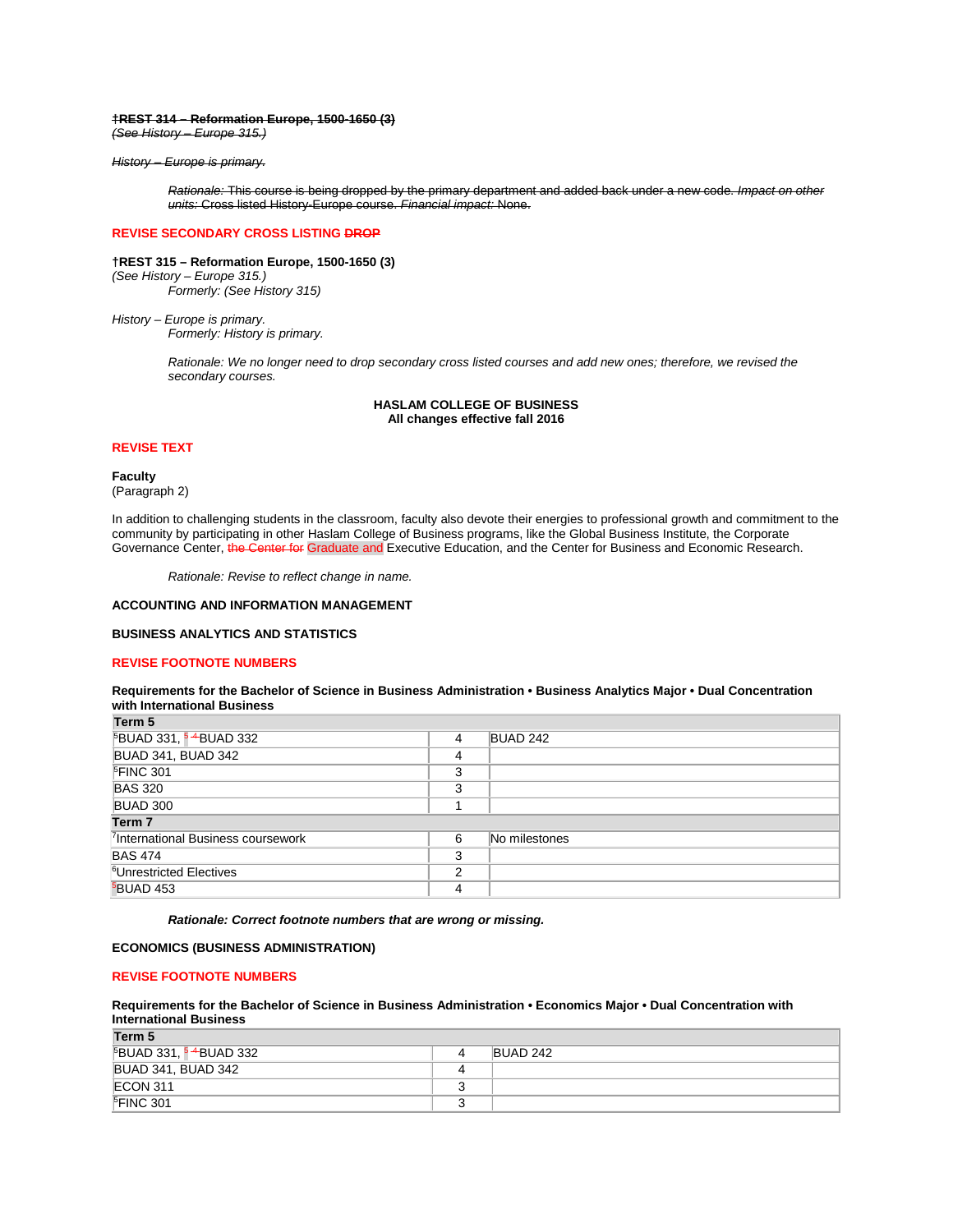~~†REST 314 – Reformation Europe, 1500-1650 (3)~~
~~*(See History – Europe 315.)*~~

~~*History – Europe is primary.*~~

> ~~*Rationale:* This course is being dropped by the primary department and added back under a new code. *Impact on other units:* Cross listed History-Europe course. *Financial impact:* None.~~

**REVISE SECONDARY CROSS LISTING ~~DROP~~**

**†REST 315 – Reformation Europe, 1500-1650 (3)**
*(See History – Europe 315.)*
> *Formerly: (See History 315)*

*History – Europe is primary.*
> *Formerly: History is primary.*

> *Rationale: We no longer need to drop secondary cross listed courses and add new ones; therefore, we revised the secondary courses.*

**HASLAM COLLEGE OF BUSINESS**
**All changes effective fall 2016**

**REVISE TEXT**

**Faculty**
(Paragraph 2)

In addition to challenging students in the classroom, faculty also devote their energies to professional growth and commitment to the community by participating in other Haslam College of Business programs, like the Global Business Institute, the Corporate Governance Center, ~~the Center for~~ Graduate and Executive Education, and the Center for Business and Economic Research.

> *Rationale: Revise to reflect change in name.*

**ACCOUNTING AND INFORMATION MANAGEMENT**

**BUSINESS ANALYTICS AND STATISTICS**

**REVISE FOOTNOTE NUMBERS**

**Requirements for the Bachelor of Science in Business Administration • Business Analytics Major • Dual Concentration with International Business**

| Term 5 | | |
|---|---|---|
| [5]BUAD 331, [5] ~~[4]~~BUAD 332 | 4 | BUAD 242 |
| BUAD 341, BUAD 342 | 4 | |
| [5]FINC 301 | 3 | |
| BAS 320 | 3 | |
| BUAD 300 | 1 | |
| **Term 7** | | |
| [7]International Business coursework | 6 | No milestones |
| BAS 474 | 3 | |
| [6]Unrestricted Electives | 2 | |
| [5]BUAD 453 | 4 | |

> ***Rationale: Correct footnote numbers that are wrong or missing.***

**ECONOMICS (BUSINESS ADMINISTRATION)**

**REVISE FOOTNOTE NUMBERS**

**Requirements for the Bachelor of Science in Business Administration • Economics Major • Dual Concentration with International Business**

| Term 5 | | |
|---|---|---|
| [5]BUAD 331, [5] ~~[4]~~BUAD 332 | 4 | BUAD 242 |
| BUAD 341, BUAD 342 | 4 | |
| ECON 311 | 3 | |
| [5]FINC 301 | 3 | |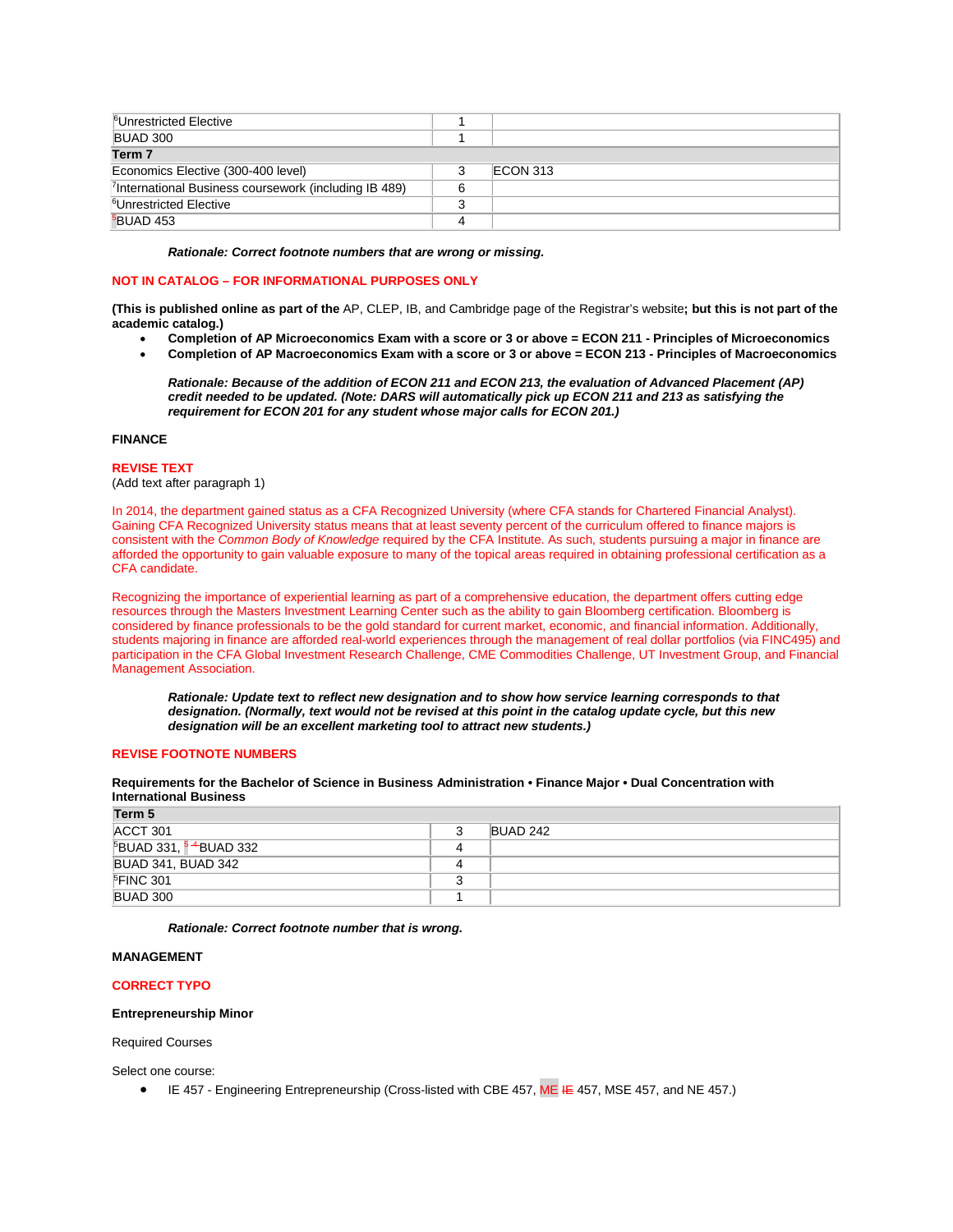| | | |
|---|---|---|
| [6]Unrestricted Elective | 1 | |
| BUAD 300 | 1 | |
| **Term 7** | | |
| Economics Elective (300-400 level) | 3 | ECON 313 |
| [7]International Business coursework (including IB 489) | 6 | |
| [6]Unrestricted Elective | 3 | |
| [5]BUAD 453 | 4 | |

***Rationale: Correct footnote numbers that are wrong or missing.***

**NOT IN CATALOG – FOR INFORMATIONAL PURPOSES ONLY**

**(This is published online as part of the** AP, CLEP, IB, and Cambridge page of the Registrar's website**; but this is not part of the academic catalog.)**

- **Completion of AP Microeconomics Exam with a score or 3 or above = ECON 211 - Principles of Microeconomics**
- **Completion of AP Macroeconomics Exam with a score or 3 or above = ECON 213 - Principles of Macroeconomics**

***Rationale: Because of the addition of ECON 211 and ECON 213, the evaluation of Advanced Placement (AP) credit needed to be updated. (Note: DARS will automatically pick up ECON 211 and 213 as satisfying the requirement for ECON 201 for any student whose major calls for ECON 201.)***

**FINANCE**

**REVISE TEXT**

(Add text after paragraph 1)

In 2014, the department gained status as a CFA Recognized University (where CFA stands for Chartered Financial Analyst). Gaining CFA Recognized University status means that at least seventy percent of the curriculum offered to finance majors is consistent with the *Common Body of Knowledge* required by the CFA Institute. As such, students pursuing a major in finance are afforded the opportunity to gain valuable exposure to many of the topical areas required in obtaining professional certification as a CFA candidate.

Recognizing the importance of experiential learning as part of a comprehensive education, the department offers cutting edge resources through the Masters Investment Learning Center such as the ability to gain Bloomberg certification. Bloomberg is considered by finance professionals to be the gold standard for current market, economic, and financial information. Additionally, students majoring in finance are afforded real-world experiences through the management of real dollar portfolios (via FINC495) and participation in the CFA Global Investment Research Challenge, CME Commodities Challenge, UT Investment Group, and Financial Management Association.

***Rationale: Update text to reflect new designation and to show how service learning corresponds to that designation. (Normally, text would not be revised at this point in the catalog update cycle, but this new designation will be an excellent marketing tool to attract new students.)***

**REVISE FOOTNOTE NUMBERS**

**Requirements for the Bachelor of Science in Business Administration • Finance Major • Dual Concentration with International Business**

| **Term 5** | | |
|---|---|---|
| ACCT 301 | 3 | BUAD 242 |
| [5]BUAD 331, [5] ~~[4]~~BUAD 332 | 4 | |
| BUAD 341, BUAD 342 | 4 | |
| [5]FINC 301 | 3 | |
| BUAD 300 | 1 | |

***Rationale: Correct footnote number that is wrong.***

**MANAGEMENT**

**CORRECT TYPO**

**Entrepreneurship Minor**

Required Courses

Select one course:

- IE 457 - Engineering Entrepreneurship (Cross-listed with CBE 457, ME ~~IE~~ 457, MSE 457, and NE 457.)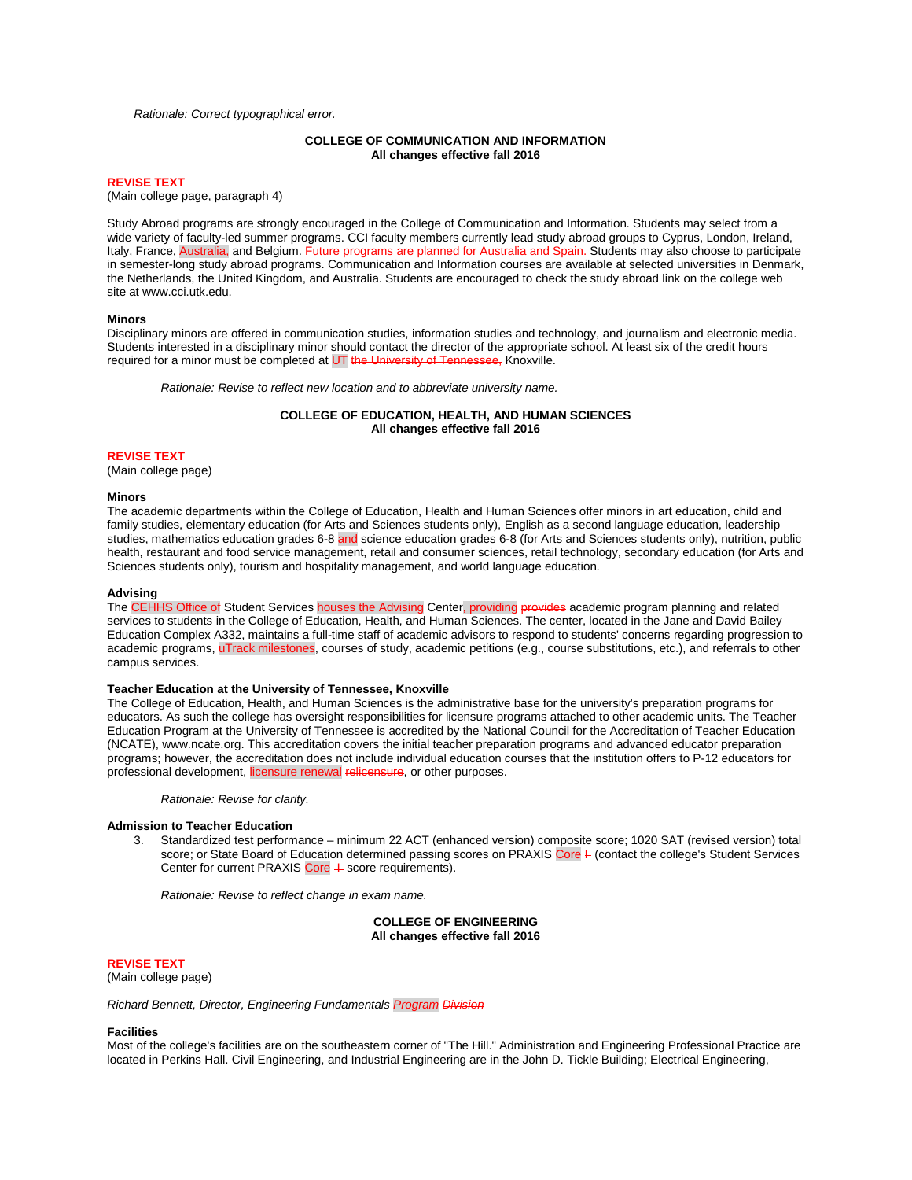*Rationale: Correct typographical error.*

**COLLEGE OF COMMUNICATION AND INFORMATION**
**All changes effective fall 2016**

**REVISE TEXT**
(Main college page, paragraph 4)

Study Abroad programs are strongly encouraged in the College of Communication and Information. Students may select from a wide variety of faculty-led summer programs. CCI faculty members currently lead study abroad groups to Cyprus, London, Ireland, Italy, France, Australia, and Belgium. ~~Future programs are planned for Australia and Spain.~~ Students may also choose to participate in semester-long study abroad programs. Communication and Information courses are available at selected universities in Denmark, the Netherlands, the United Kingdom, and Australia. Students are encouraged to check the study abroad link on the college web site at www.cci.utk.edu.

**Minors**
Disciplinary minors are offered in communication studies, information studies and technology, and journalism and electronic media. Students interested in a disciplinary minor should contact the director of the appropriate school. At least six of the credit hours required for a minor must be completed at UT ~~the University of Tennessee,~~ Knoxville.

*Rationale: Revise to reflect new location and to abbreviate university name.*

**COLLEGE OF EDUCATION, HEALTH, AND HUMAN SCIENCES**
**All changes effective fall 2016**

**REVISE TEXT**
(Main college page)

**Minors**
The academic departments within the College of Education, Health and Human Sciences offer minors in art education, child and family studies, elementary education (for Arts and Sciences students only), English as a second language education, leadership studies, mathematics education grades 6-8 and science education grades 6-8 (for Arts and Sciences students only), nutrition, public health, restaurant and food service management, retail and consumer sciences, retail technology, secondary education (for Arts and Sciences students only), tourism and hospitality management, and world language education.

**Advising**
The CEHHS Office of Student Services houses the Advising Center, providing ~~provides~~ academic program planning and related services to students in the College of Education, Health, and Human Sciences. The center, located in the Jane and David Bailey Education Complex A332, maintains a full-time staff of academic advisors to respond to students' concerns regarding progression to academic programs, uTrack milestones, courses of study, academic petitions (e.g., course substitutions, etc.), and referrals to other campus services.

**Teacher Education at the University of Tennessee, Knoxville**
The College of Education, Health, and Human Sciences is the administrative base for the university's preparation programs for educators. As such the college has oversight responsibilities for licensure programs attached to other academic units. The Teacher Education Program at the University of Tennessee is accredited by the National Council for the Accreditation of Teacher Education (NCATE), www.ncate.org. This accreditation covers the initial teacher preparation programs and advanced educator preparation programs; however, the accreditation does not include individual education courses that the institution offers to P-12 educators for professional development, licensure renewal ~~relicensure~~, or other purposes.

*Rationale: Revise for clarity.*

**Admission to Teacher Education**

3. Standardized test performance – minimum 22 ACT (enhanced version) composite score; 1020 SAT (revised version) total score; or State Board of Education determined passing scores on PRAXIS Core ~~I~~ (contact the college's Student Services Center for current PRAXIS Core ~~I~~ score requirements).

*Rationale: Revise to reflect change in exam name.*

**COLLEGE OF ENGINEERING**
**All changes effective fall 2016**

**REVISE TEXT**
(Main college page)

*Richard Bennett, Director, Engineering Fundamentals Program ~~Division~~*

**Facilities**
Most of the college's facilities are on the southeastern corner of "The Hill." Administration and Engineering Professional Practice are located in Perkins Hall. Civil Engineering, and Industrial Engineering are in the John D. Tickle Building; Electrical Engineering,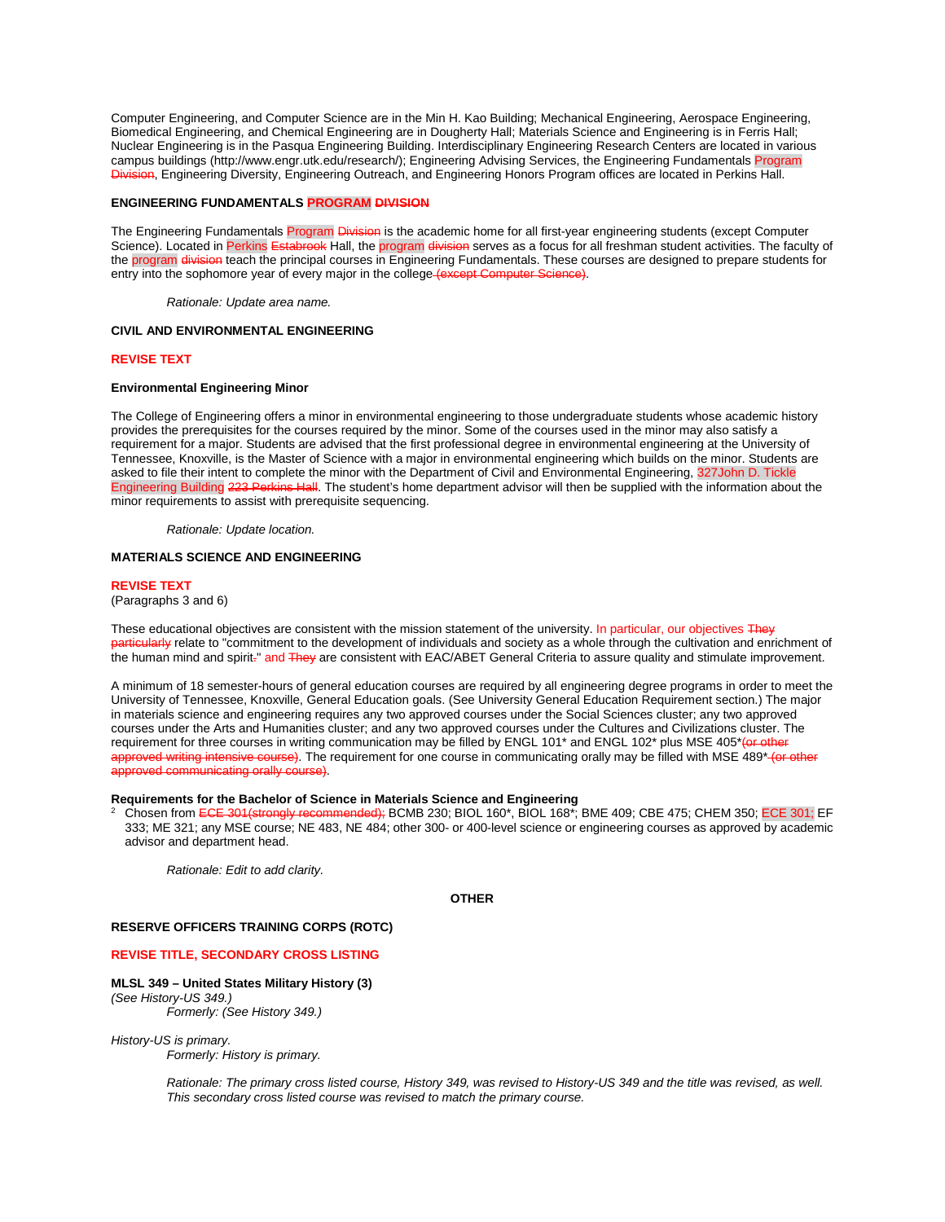Computer Engineering, and Computer Science are in the Min H. Kao Building; Mechanical Engineering, Aerospace Engineering, Biomedical Engineering, and Chemical Engineering are in Dougherty Hall; Materials Science and Engineering is in Ferris Hall; Nuclear Engineering is in the Pasqua Engineering Building. Interdisciplinary Engineering Research Centers are located in various campus buildings (http://www.engr.utk.edu/research/); Engineering Advising Services, the Engineering Fundamentals Program ~~Division~~, Engineering Diversity, Engineering Outreach, and Engineering Honors Program offices are located in Perkins Hall.

**ENGINEERING FUNDAMENTALS PROGRAM ~~DIVISION~~**

The Engineering Fundamentals Program ~~Division~~ is the academic home for all first-year engineering students (except Computer Science). Located in Perkins ~~Estabrook~~ Hall, the program ~~division~~ serves as a focus for all freshman student activities. The faculty of the program ~~division~~ teach the principal courses in Engineering Fundamentals. These courses are designed to prepare students for entry into the sophomore year of every major in the college ~~(except Computer Science)~~.

> *Rationale: Update area name.*

**CIVIL AND ENVIRONMENTAL ENGINEERING**

**REVISE TEXT**

**Environmental Engineering Minor**

The College of Engineering offers a minor in environmental engineering to those undergraduate students whose academic history provides the prerequisites for the courses required by the minor. Some of the courses used in the minor may also satisfy a requirement for a major. Students are advised that the first professional degree in environmental engineering at the University of Tennessee, Knoxville, is the Master of Science with a major in environmental engineering which builds on the minor. Students are asked to file their intent to complete the minor with the Department of Civil and Environmental Engineering, 327John D. Tickle Engineering Building ~~223 Perkins Hall~~. The student's home department advisor will then be supplied with the information about the minor requirements to assist with prerequisite sequencing.

> *Rationale: Update location.*

**MATERIALS SCIENCE AND ENGINEERING**

**REVISE TEXT**
(Paragraphs 3 and 6)

These educational objectives are consistent with the mission statement of the university. In particular, our objectives ~~They particularly~~ relate to "commitment to the development of individuals and society as a whole through the cultivation and enrichment of the human mind and spirit~~.~~" and ~~They~~ are consistent with EAC/ABET General Criteria to assure quality and stimulate improvement.

A minimum of 18 semester-hours of general education courses are required by all engineering degree programs in order to meet the University of Tennessee, Knoxville, General Education goals. (See University General Education Requirement section.) The major in materials science and engineering requires any two approved courses under the Social Sciences cluster; any two approved courses under the Arts and Humanities cluster; and any two approved courses under the Cultures and Civilizations cluster. The requirement for three courses in writing communication may be filled by ENGL 101* and ENGL 102* plus MSE 405*~~(or other approved writing intensive course)~~. The requirement for one course in communicating orally may be filled with MSE 489* ~~(or other approved communicating orally course)~~.

**Requirements for the Bachelor of Science in Materials Science and Engineering**

[2] Chosen from ~~ECE 301(strongly recommended);~~ BCMB 230; BIOL 160*, BIOL 168*; BME 409; CBE 475; CHEM 350; ECE 301; EF 333; ME 321; any MSE course; NE 483, NE 484; other 300- or 400-level science or engineering courses as approved by academic advisor and department head.

> *Rationale: Edit to add clarity.*

**OTHER**

**RESERVE OFFICERS TRAINING CORPS (ROTC)**

**REVISE TITLE, SECONDARY CROSS LISTING**

**MLSL 349 – United States Military History (3)**
*(See History-US 349.)*
> *Formerly: (See History 349.)*

*History-US is primary.*
> *Formerly: History is primary.*
>
> *Rationale: The primary cross listed course, History 349, was revised to History-US 349 and the title was revised, as well. This secondary cross listed course was revised to match the primary course.*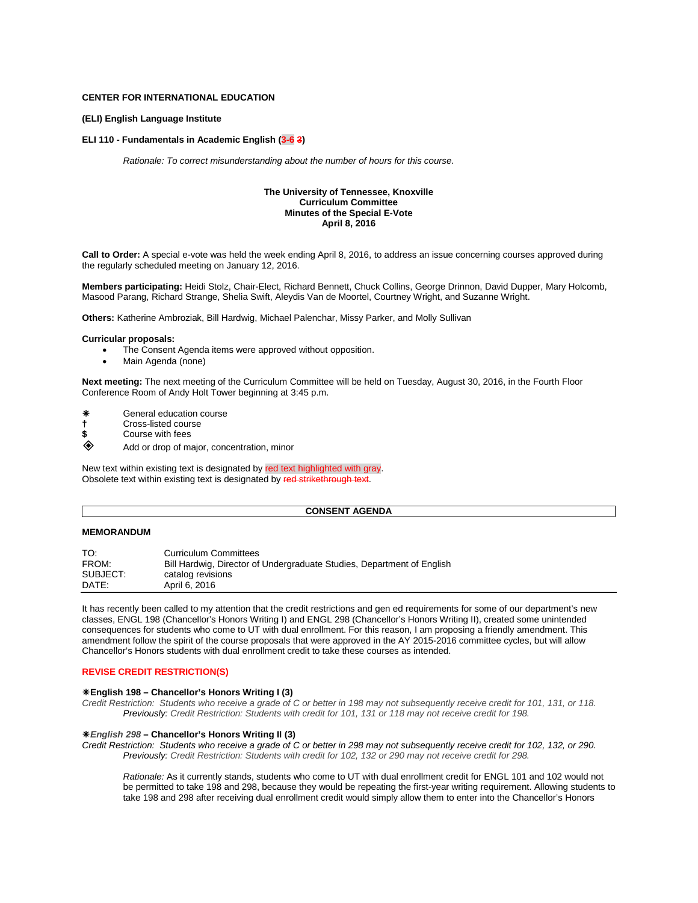**CENTER FOR INTERNATIONAL EDUCATION**

**(ELI) English Language Institute**

**ELI 110 - Fundamentals in Academic English (3-6 ~~3~~)**

*Rationale: To correct misunderstanding about the number of hours for this course.*

**The University of Tennessee, Knoxville**
**Curriculum Committee**
**Minutes of the Special E-Vote**
**April 8, 2016**

**Call to Order:** A special e-vote was held the week ending April 8, 2016, to address an issue concerning courses approved during the regularly scheduled meeting on January 12, 2016.

**Members participating:** Heidi Stolz, Chair-Elect, Richard Bennett, Chuck Collins, George Drinnon, David Dupper, Mary Holcomb, Masood Parang, Richard Strange, Shelia Swift, Aleydis Van de Moortel, Courtney Wright, and Suzanne Wright.

**Others:** Katherine Ambroziak, Bill Hardwig, Michael Palenchar, Missy Parker, and Molly Sullivan

**Curricular proposals:**

- The Consent Agenda items were approved without opposition.
- Main Agenda (none)

**Next meeting:** The next meeting of the Curriculum Committee will be held on Tuesday, August 30, 2016, in the Fourth Floor Conference Room of Andy Holt Tower beginning at 3:45 p.m.

❋ General education course
† Cross-listed course
**$** Course with fees
◈ Add or drop of major, concentration, minor

New text within existing text is designated by red text highlighted with gray.
Obsolete text within existing text is designated by ~~red strikethrough text~~.

**CONSENT AGENDA**

**MEMORANDUM**

| | |
|---|---|
| TO: | Curriculum Committees |
| FROM: | Bill Hardwig, Director of Undergraduate Studies, Department of English |
| SUBJECT: | catalog revisions |
| DATE: | April 6, 2016 |

It has recently been called to my attention that the credit restrictions and gen ed requirements for some of our department's new classes, ENGL 198 (Chancellor's Honors Writing I) and ENGL 298 (Chancellor's Honors Writing II), created some unintended consequences for students who come to UT with dual enrollment. For this reason, I am proposing a friendly amendment. This amendment follow the spirit of the course proposals that were approved in the AY 2015-2016 committee cycles, but will allow Chancellor's Honors students with dual enrollment credit to take these courses as intended.

**REVISE CREDIT RESTRICTION(S)**

**❋English 198 – Chancellor's Honors Writing I (3)**
*Credit Restriction: Students who receive a grade of C or better in 198 may not subsequently receive credit for 101, 131, or 118.*
*Previously: Credit Restriction: Students with credit for 101, 131 or 118 may not receive credit for 198.*

**❋*English 298* – Chancellor's Honors Writing II (3)**
*Credit Restriction: Students who receive a grade of C or better in 298 may not subsequently receive credit for 102, 132, or 290.*
*Previously: Credit Restriction: Students with credit for 102, 132 or 290 may not receive credit for 298.*

*Rationale:* As it currently stands, students who come to UT with dual enrollment credit for ENGL 101 and 102 would not be permitted to take 198 and 298, because they would be repeating the first-year writing requirement. Allowing students to take 198 and 298 after receiving dual enrollment credit would simply allow them to enter into the Chancellor's Honors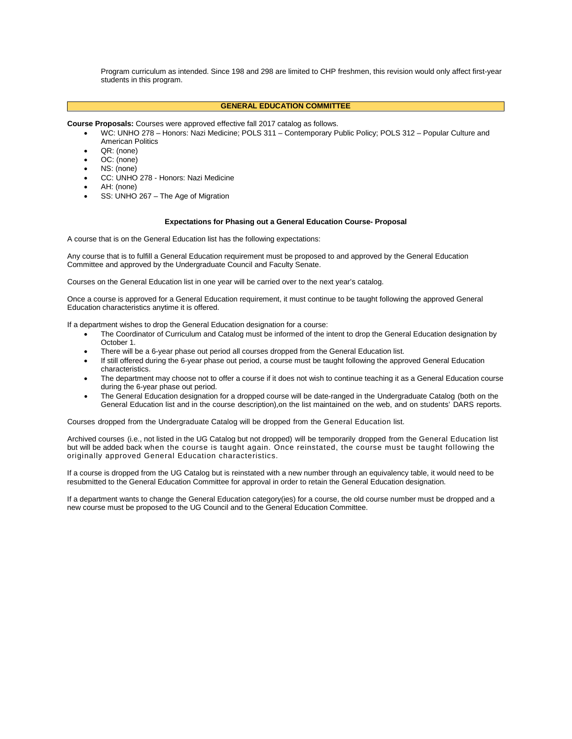Program curriculum as intended. Since 198 and 298 are limited to CHP freshmen, this revision would only affect first-year students in this program.

## GENERAL EDUCATION COMMITTEE

**Course Proposals:** Courses were approved effective fall 2017 catalog as follows.

- WC: UNHO 278 – Honors: Nazi Medicine; POLS 311 – Contemporary Public Policy; POLS 312 – Popular Culture and American Politics
- QR: (none)
- OC: (none)
- NS: (none)
- CC: UNHO 278 - Honors: Nazi Medicine
- AH: (none)
- SS: UNHO 267 – The Age of Migration

### Expectations for Phasing out a General Education Course- Proposal

A course that is on the General Education list has the following expectations:

Any course that is to fulfill a General Education requirement must be proposed to and approved by the General Education Committee and approved by the Undergraduate Council and Faculty Senate.

Courses on the General Education list in one year will be carried over to the next year's catalog.

Once a course is approved for a General Education requirement, it must continue to be taught following the approved General Education characteristics anytime it is offered.

If a department wishes to drop the General Education designation for a course:

- The Coordinator of Curriculum and Catalog must be informed of the intent to drop the General Education designation by October 1.
- There will be a 6-year phase out period all courses dropped from the General Education list.
- If still offered during the 6-year phase out period, a course must be taught following the approved General Education characteristics.
- The department may choose not to offer a course if it does not wish to continue teaching it as a General Education course during the 6-year phase out period.
- The General Education designation for a dropped course will be date-ranged in the Undergraduate Catalog (both on the General Education list and in the course description),on the list maintained on the web, and on students' DARS reports.

Courses dropped from the Undergraduate Catalog will be dropped from the General Education list.

Archived courses (i.e., not listed in the UG Catalog but not dropped) will be temporarily dropped from the General Education list but will be added back when the course is taught again. Once reinstated, the course must be taught following the originally approved General Education characteristics.

If a course is dropped from the UG Catalog but is reinstated with a new number through an equivalency table, it would need to be resubmitted to the General Education Committee for approval in order to retain the General Education designation.

If a department wants to change the General Education category(ies) for a course, the old course number must be dropped and a new course must be proposed to the UG Council and to the General Education Committee.